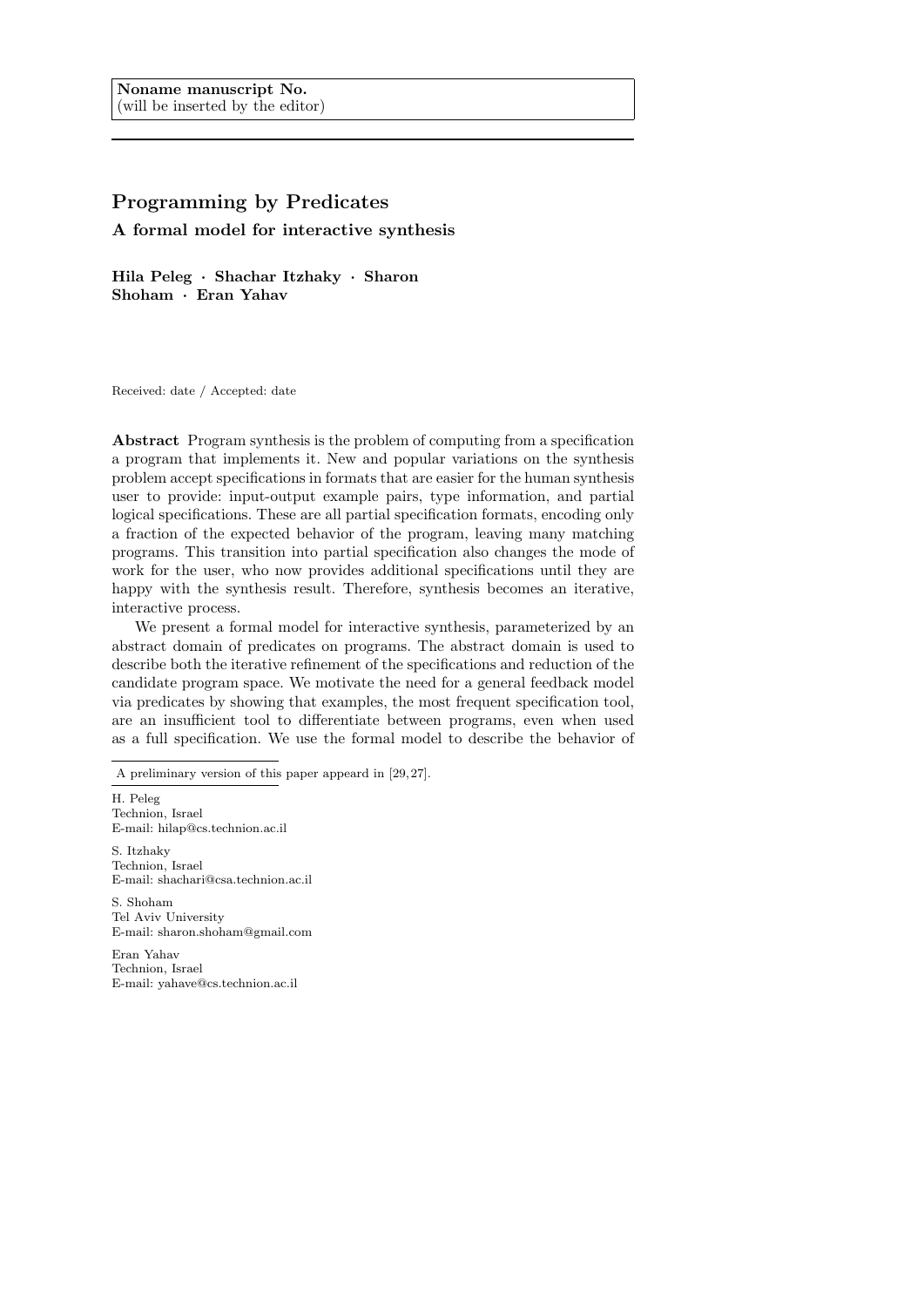**Noname manuscript No.**
(will be inserted by the editor)

# Programming by Predicates

## A formal model for interactive synthesis

**Hila Peleg · Shachar Itzhaky · Sharon Shoham · Eran Yahav**

Received: date / Accepted: date

**Abstract** Program synthesis is the problem of computing from a specification a program that implements it. New and popular variations on the synthesis problem accept specifications in formats that are easier for the human synthesis user to provide: input-output example pairs, type information, and partial logical specifications. These are all partial specification formats, encoding only a fraction of the expected behavior of the program, leaving many matching programs. This transition into partial specification also changes the mode of work for the user, who now provides additional specifications until they are happy with the synthesis result. Therefore, synthesis becomes an iterative, interactive process.

We present a formal model for interactive synthesis, parameterized by an abstract domain of predicates on programs. The abstract domain is used to describe both the iterative refinement of the specifications and reduction of the candidate program space. We motivate the need for a general feedback model via predicates by showing that examples, the most frequent specification tool, are an insufficient tool to differentiate between programs, even when used as a full specification. We use the formal model to describe the behavior of

A preliminary version of this paper appeard in [29, 27].

H. Peleg
Technion, Israel
E-mail: hilap@cs.technion.ac.il

S. Itzhaky
Technion, Israel
E-mail: shachari@csa.technion.ac.il

S. Shoham
Tel Aviv University
E-mail: sharon.shoham@gmail.com

Eran Yahav
Technion, Israel
E-mail: yahave@cs.technion.ac.il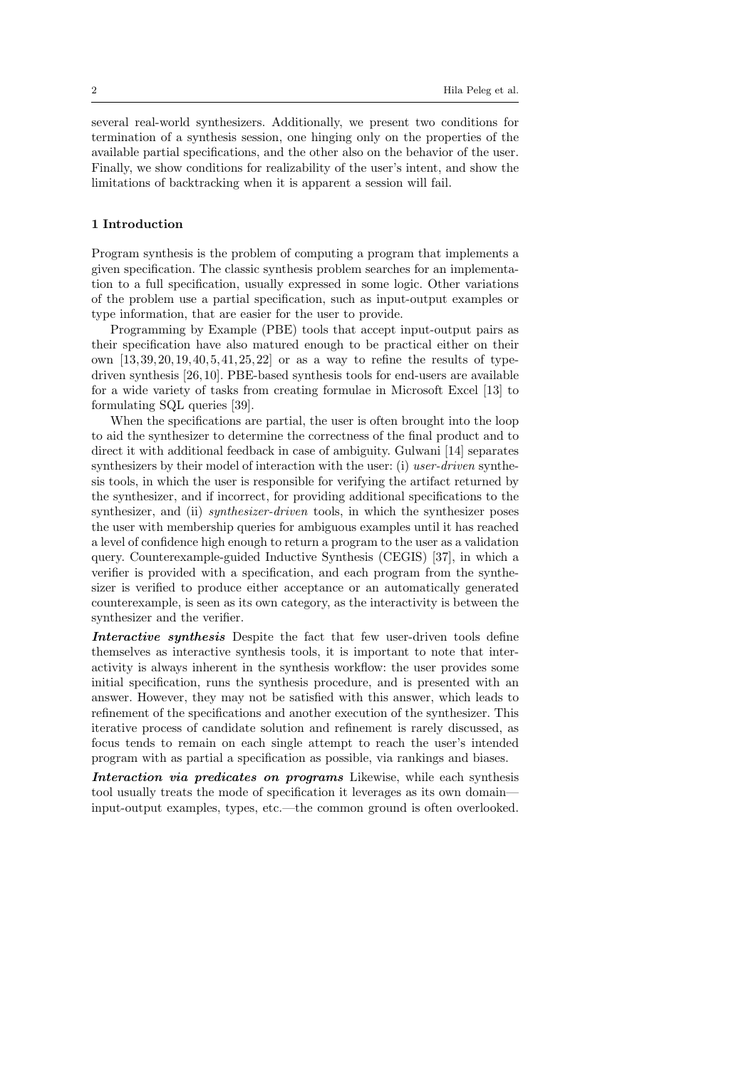several real-world synthesizers. Additionally, we present two conditions for termination of a synthesis session, one hinging only on the properties of the available partial specifications, and the other also on the behavior of the user. Finally, we show conditions for realizability of the user's intent, and show the limitations of backtracking when it is apparent a session will fail.

## 1 Introduction

Program synthesis is the problem of computing a program that implements a given specification. The classic synthesis problem searches for an implementation to a full specification, usually expressed in some logic. Other variations of the problem use a partial specification, such as input-output examples or type information, that are easier for the user to provide.

Programming by Example (PBE) tools that accept input-output pairs as their specification have also matured enough to be practical either on their own [13, 39, 20, 19, 40, 5, 41, 25, 22] or as a way to refine the results of type-driven synthesis [26, 10]. PBE-based synthesis tools for end-users are available for a wide variety of tasks from creating formulae in Microsoft Excel [13] to formulating SQL queries [39].

When the specifications are partial, the user is often brought into the loop to aid the synthesizer to determine the correctness of the final product and to direct it with additional feedback in case of ambiguity. Gulwani [14] separates synthesizers by their model of interaction with the user: (i) *user-driven* synthesis tools, in which the user is responsible for verifying the artifact returned by the synthesizer, and if incorrect, for providing additional specifications to the synthesizer, and (ii) *synthesizer-driven* tools, in which the synthesizer poses the user with membership queries for ambiguous examples until it has reached a level of confidence high enough to return a program to the user as a validation query. Counterexample-guided Inductive Synthesis (CEGIS) [37], in which a verifier is provided with a specification, and each program from the synthesizer is verified to produce either acceptance or an automatically generated counterexample, is seen as its own category, as the interactivity is between the synthesizer and the verifier.

***Interactive synthesis*** Despite the fact that few user-driven tools define themselves as interactive synthesis tools, it is important to note that interactivity is always inherent in the synthesis workflow: the user provides some initial specification, runs the synthesis procedure, and is presented with an answer. However, they may not be satisfied with this answer, which leads to refinement of the specifications and another execution of the synthesizer. This iterative process of candidate solution and refinement is rarely discussed, as focus tends to remain on each single attempt to reach the user's intended program with as partial a specification as possible, via rankings and biases.

***Interaction via predicates on programs*** Likewise, while each synthesis tool usually treats the mode of specification it leverages as its own domain—input-output examples, types, etc.—the common ground is often overlooked.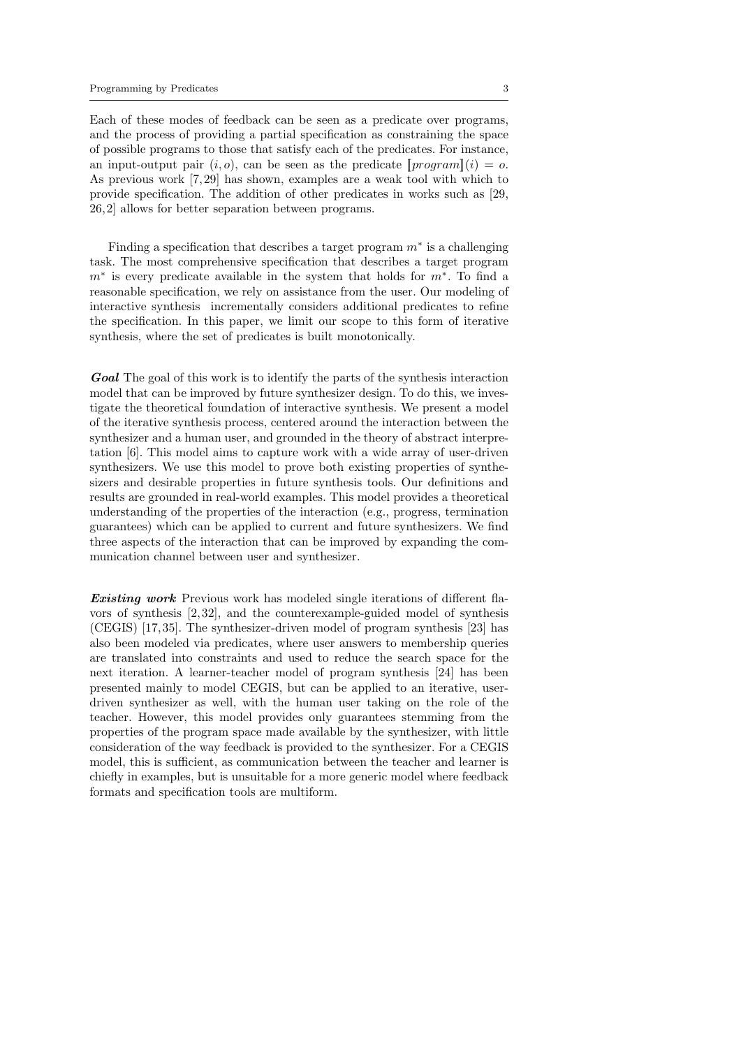Each of these modes of feedback can be seen as a predicate over programs, and the process of providing a partial specification as constraining the space of possible programs to those that satisfy each of the predicates. For instance, an input-output pair $(i, o)$, can be seen as the predicate $[\![program]\!](i) = o$. As previous work [7,29] has shown, examples are a weak tool with which to provide specification. The addition of other predicates in works such as [29, 26,2] allows for better separation between programs.

Finding a specification that describes a target program $m^*$ is a challenging task. The most comprehensive specification that describes a target program $m^*$ is every predicate available in the system that holds for $m^*$. To find a reasonable specification, we rely on assistance from the user. Our modeling of interactive synthesis incrementally considers additional predicates to refine the specification. In this paper, we limit our scope to this form of iterative synthesis, where the set of predicates is built monotonically.

***Goal*** The goal of this work is to identify the parts of the synthesis interaction model that can be improved by future synthesizer design. To do this, we investigate the theoretical foundation of interactive synthesis. We present a model of the iterative synthesis process, centered around the interaction between the synthesizer and a human user, and grounded in the theory of abstract interpretation [6]. This model aims to capture work with a wide array of user-driven synthesizers. We use this model to prove both existing properties of synthesizers and desirable properties in future synthesis tools. Our definitions and results are grounded in real-world examples. This model provides a theoretical understanding of the properties of the interaction (e.g., progress, termination guarantees) which can be applied to current and future synthesizers. We find three aspects of the interaction that can be improved by expanding the communication channel between user and synthesizer.

***Existing work*** Previous work has modeled single iterations of different flavors of synthesis [2,32], and the counterexample-guided model of synthesis (CEGIS) [17,35]. The synthesizer-driven model of program synthesis [23] has also been modeled via predicates, where user answers to membership queries are translated into constraints and used to reduce the search space for the next iteration. A learner-teacher model of program synthesis [24] has been presented mainly to model CEGIS, but can be applied to an iterative, user-driven synthesizer as well, with the human user taking on the role of the teacher. However, this model provides only guarantees stemming from the properties of the program space made available by the synthesizer, with little consideration of the way feedback is provided to the synthesizer. For a CEGIS model, this is sufficient, as communication between the teacher and learner is chiefly in examples, but is unsuitable for a more generic model where feedback formats and specification tools are multiform.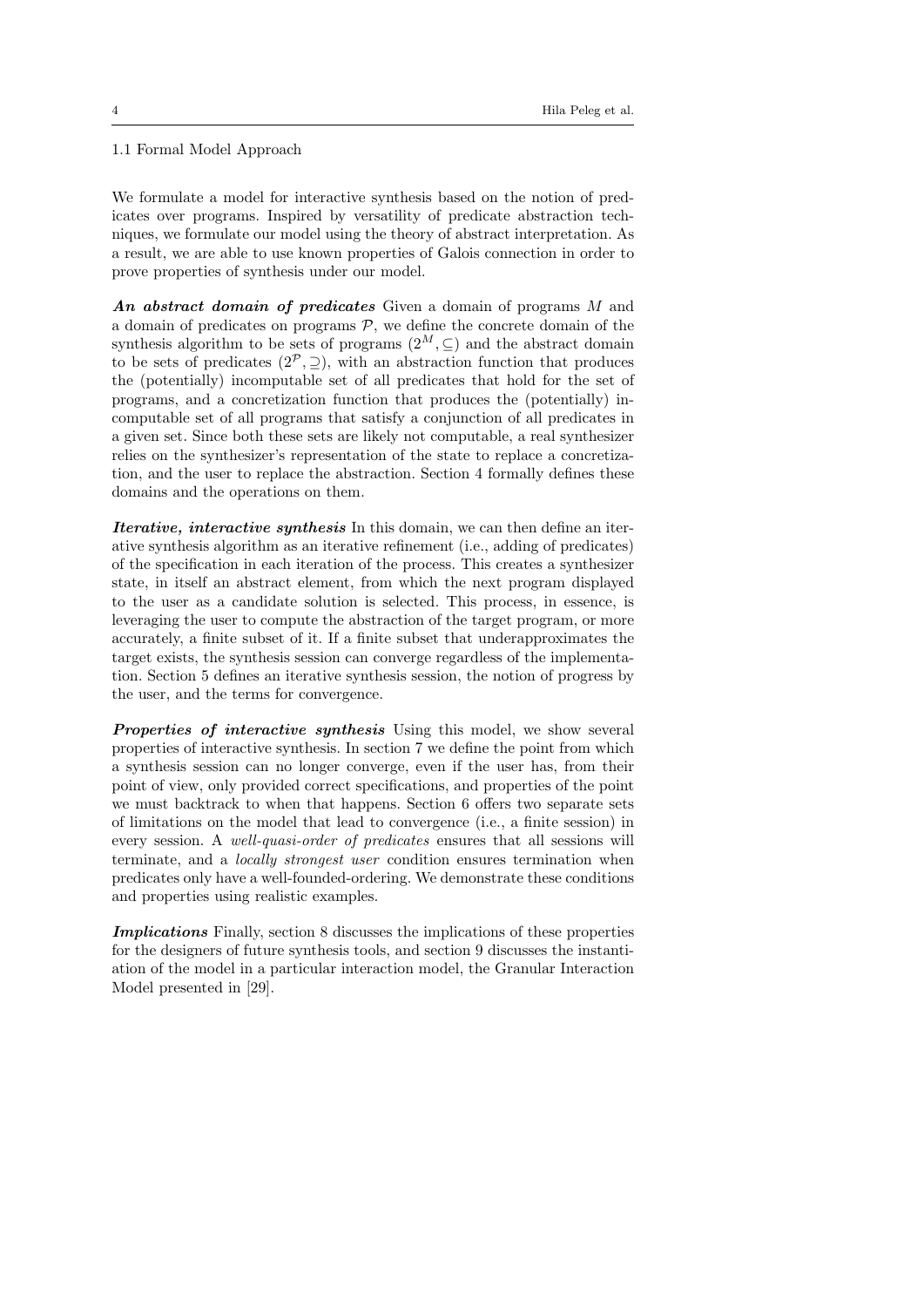### 1.1 Formal Model Approach

We formulate a model for interactive synthesis based on the notion of predicates over programs. Inspired by versatility of predicate abstraction techniques, we formulate our model using the theory of abstract interpretation. As a result, we are able to use known properties of Galois connection in order to prove properties of synthesis under our model.

***An abstract domain of predicates*** Given a domain of programs $M$ and a domain of predicates on programs $\mathcal{P}$, we define the concrete domain of the synthesis algorithm to be sets of programs $(2^M, \subseteq)$ and the abstract domain to be sets of predicates $(2^{\mathcal{P}}, \supseteq)$, with an abstraction function that produces the (potentially) incomputable set of all predicates that hold for the set of programs, and a concretization function that produces the (potentially) incomputable set of all programs that satisfy a conjunction of all predicates in a given set. Since both these sets are likely not computable, a real synthesizer relies on the synthesizer's representation of the state to replace a concretization, and the user to replace the abstraction. Section 4 formally defines these domains and the operations on them.

***Iterative, interactive synthesis*** In this domain, we can then define an iterative synthesis algorithm as an iterative refinement (i.e., adding of predicates) of the specification in each iteration of the process. This creates a synthesizer state, in itself an abstract element, from which the next program displayed to the user as a candidate solution is selected. This process, in essence, is leveraging the user to compute the abstraction of the target program, or more accurately, a finite subset of it. If a finite subset that underapproximates the target exists, the synthesis session can converge regardless of the implementation. Section 5 defines an iterative synthesis session, the notion of progress by the user, and the terms for convergence.

***Properties of interactive synthesis*** Using this model, we show several properties of interactive synthesis. In section 7 we define the point from which a synthesis session can no longer converge, even if the user has, from their point of view, only provided correct specifications, and properties of the point we must backtrack to when that happens. Section 6 offers two separate sets of limitations on the model that lead to convergence (i.e., a finite session) in every session. A *well-quasi-order of predicates* ensures that all sessions will terminate, and a *locally strongest user* condition ensures termination when predicates only have a well-founded-ordering. We demonstrate these conditions and properties using realistic examples.

***Implications*** Finally, section 8 discusses the implications of these properties for the designers of future synthesis tools, and section 9 discusses the instantiation of the model in a particular interaction model, the Granular Interaction Model presented in [29].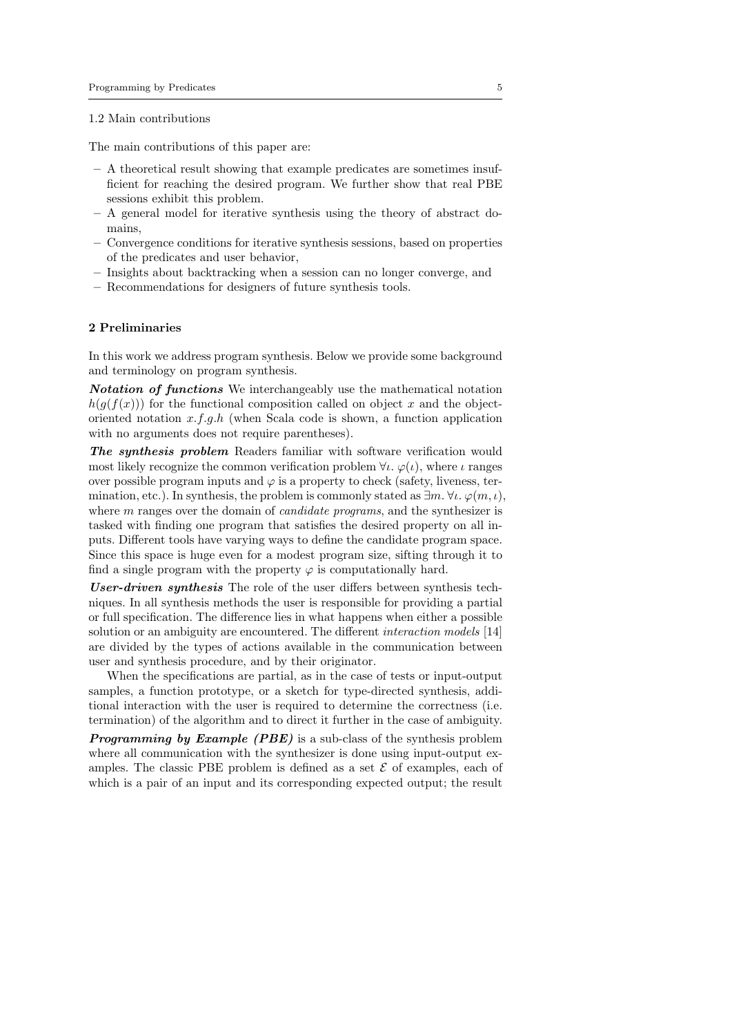### 1.2 Main contributions

The main contributions of this paper are:

- A theoretical result showing that example predicates are sometimes insufficient for reaching the desired program. We further show that real PBE sessions exhibit this problem.
- A general model for iterative synthesis using the theory of abstract domains,
- Convergence conditions for iterative synthesis sessions, based on properties of the predicates and user behavior,
- Insights about backtracking when a session can no longer converge, and
- Recommendations for designers of future synthesis tools.

## 2 Preliminaries

In this work we address program synthesis. Below we provide some background and terminology on program synthesis.

***Notation of functions*** We interchangeably use the mathematical notation $h(g(f(x)))$ for the functional composition called on object $x$ and the object-oriented notation $x.f.g.h$ (when Scala code is shown, a function application with no arguments does not require parentheses).

***The synthesis problem*** Readers familiar with software verification would most likely recognize the common verification problem $\forall \iota.\ \varphi(\iota)$, where $\iota$ ranges over possible program inputs and $\varphi$ is a property to check (safety, liveness, termination, etc.). In synthesis, the problem is commonly stated as $\exists m.\ \forall \iota.\ \varphi(m, \iota)$, where $m$ ranges over the domain of *candidate programs*, and the synthesizer is tasked with finding one program that satisfies the desired property on all inputs. Different tools have varying ways to define the candidate program space. Since this space is huge even for a modest program size, sifting through it to find a single program with the property $\varphi$ is computationally hard.

***User-driven synthesis*** The role of the user differs between synthesis techniques. In all synthesis methods the user is responsible for providing a partial or full specification. The difference lies in what happens when either a possible solution or an ambiguity are encountered. The different *interaction models* [14] are divided by the types of actions available in the communication between user and synthesis procedure, and by their originator.

When the specifications are partial, as in the case of tests or input-output samples, a function prototype, or a sketch for type-directed synthesis, additional interaction with the user is required to determine the correctness (i.e. termination) of the algorithm and to direct it further in the case of ambiguity.

***Programming by Example (PBE)*** is a sub-class of the synthesis problem where all communication with the synthesizer is done using input-output examples. The classic PBE problem is defined as a set $\mathcal{E}$ of examples, each of which is a pair of an input and its corresponding expected output; the result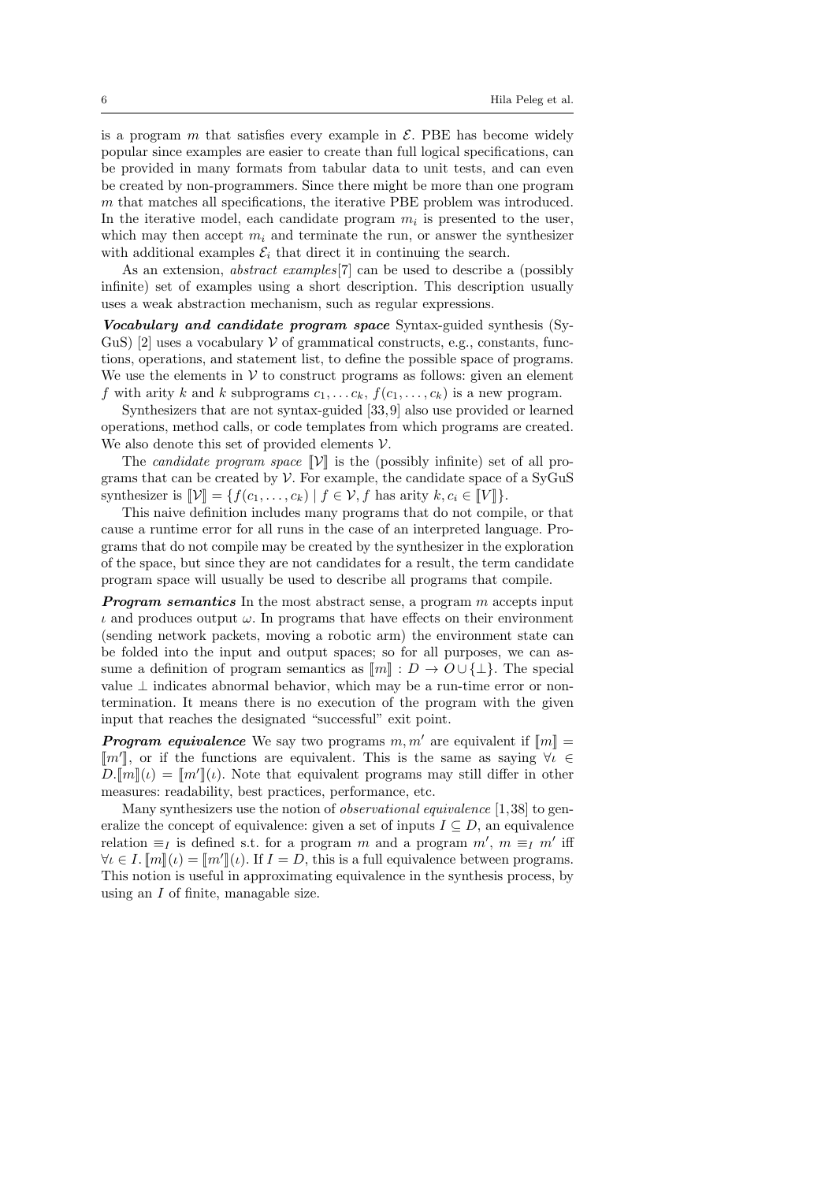is a program $m$ that satisfies every example in $\mathcal{E}$. PBE has become widely popular since examples are easier to create than full logical specifications, can be provided in many formats from tabular data to unit tests, and can even be created by non-programmers. Since there might be more than one program $m$ that matches all specifications, the iterative PBE problem was introduced. In the iterative model, each candidate program $m_i$ is presented to the user, which may then accept $m_i$ and terminate the run, or answer the synthesizer with additional examples $\mathcal{E}_i$ that direct it in continuing the search.

As an extension, *abstract examples*[7] can be used to describe a (possibly infinite) set of examples using a short description. This description usually uses a weak abstraction mechanism, such as regular expressions.

***Vocabulary and candidate program space*** Syntax-guided synthesis (SyGuS) [2] uses a vocabulary $\mathcal{V}$ of grammatical constructs, e.g., constants, functions, operations, and statement list, to define the possible space of programs. We use the elements in $\mathcal{V}$ to construct programs as follows: given an element $f$ with arity $k$ and $k$ subprograms $c_1, \ldots c_k$, $f(c_1, \ldots, c_k)$ is a new program.

Synthesizers that are not syntax-guided [33,9] also use provided or learned operations, method calls, or code templates from which programs are created. We also denote this set of provided elements $\mathcal{V}$.

The *candidate program space* $[\![\mathcal{V}]\!]$ is the (possibly infinite) set of all programs that can be created by $\mathcal{V}$. For example, the candidate space of a SyGuS synthesizer is $[\![\mathcal{V}]\!] = \{f(c_1, \ldots, c_k) \mid f \in \mathcal{V}, f \text{ has arity } k, c_i \in [\![V]\!]\}$.

This naive definition includes many programs that do not compile, or that cause a runtime error for all runs in the case of an interpreted language. Programs that do not compile may be created by the synthesizer in the exploration of the space, but since they are not candidates for a result, the term candidate program space will usually be used to describe all programs that compile.

***Program semantics*** In the most abstract sense, a program $m$ accepts input $\iota$ and produces output $\omega$. In programs that have effects on their environment (sending network packets, moving a robotic arm) the environment state can be folded into the input and output spaces; so for all purposes, we can assume a definition of program semantics as $[\![m]\!] : D \to O \cup \{\bot\}$. The special value $\bot$ indicates abnormal behavior, which may be a run-time error or non-termination. It means there is no execution of the program with the given input that reaches the designated "successful" exit point.

***Program equivalence*** We say two programs $m, m'$ are equivalent if $[\![m]\!] = [\![m']\!]$, or if the functions are equivalent. This is the same as saying $\forall \iota \in D. [\![m]\!](\iota) = [\![m']\!](\iota)$. Note that equivalent programs may still differ in other measures: readability, best practices, performance, etc.

Many synthesizers use the notion of *observational equivalence* [1,38] to generalize the concept of equivalence: given a set of inputs $I \subseteq D$, an equivalence relation $\equiv_I$ is defined s.t. for a program $m$ and a program $m'$, $m \equiv_I m'$ iff $\forall \iota \in I. [\![m]\!](\iota) = [\![m']\!](\iota)$. If $I = D$, this is a full equivalence between programs. This notion is useful in approximating equivalence in the synthesis process, by using an $I$ of finite, managable size.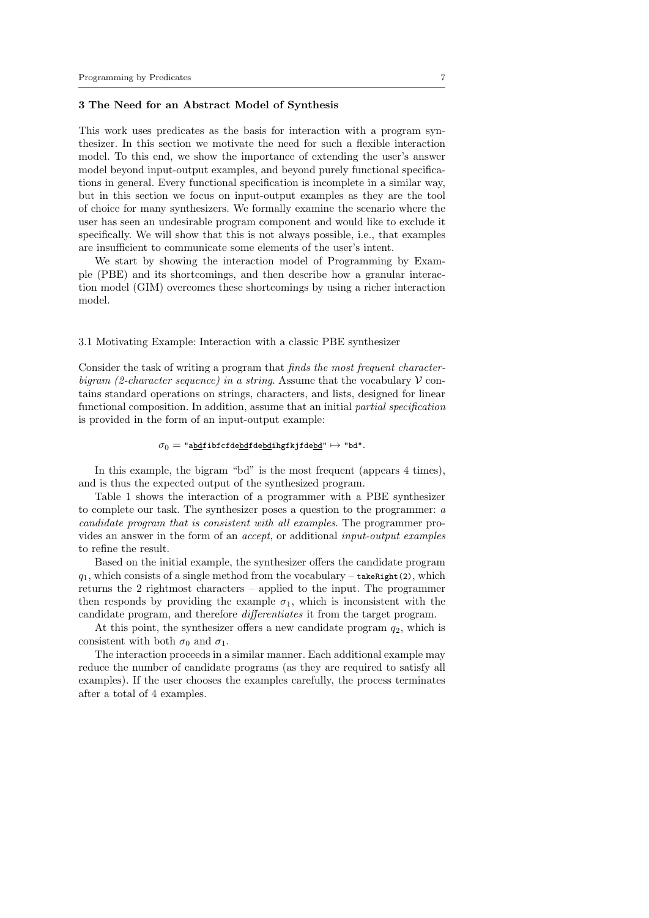## 3 The Need for an Abstract Model of Synthesis

This work uses predicates as the basis for interaction with a program synthesizer. In this section we motivate the need for such a flexible interaction model. To this end, we show the importance of extending the user's answer model beyond input-output examples, and beyond purely functional specifications in general. Every functional specification is incomplete in a similar way, but in this section we focus on input-output examples as they are the tool of choice for many synthesizers. We formally examine the scenario where the user has seen an undesirable program component and would like to exclude it specifically. We will show that this is not always possible, i.e., that examples are insufficient to communicate some elements of the user's intent.

We start by showing the interaction model of Programming by Example (PBE) and its shortcomings, and then describe how a granular interaction model (GIM) overcomes these shortcomings by using a richer interaction model.

### 3.1 Motivating Example: Interaction with a classic PBE synthesizer

Consider the task of writing a program that *finds the most frequent character-bigram (2-character sequence) in a string*. Assume that the vocabulary $\mathcal{V}$ contains standard operations on strings, characters, and lists, designed for linear functional composition. In addition, assume that an initial *partial specification* is provided in the form of an input-output example:

$$\sigma_0 = \texttt{"a\underline{bd}fibfcfde\underline{bd}fde\underline{bd}ihgfkjfde\underline{bd}"} \mapsto \texttt{"bd"}.$$

In this example, the bigram "bd" is the most frequent (appears 4 times), and is thus the expected output of the synthesized program.

Table 1 shows the interaction of a programmer with a PBE synthesizer to complete our task. The synthesizer poses a question to the programmer: *a candidate program that is consistent with all examples*. The programmer provides an answer in the form of an *accept*, or additional *input-output examples* to refine the result.

Based on the initial example, the synthesizer offers the candidate program $q_1$, which consists of a single method from the vocabulary – `takeRight(2)`, which returns the 2 rightmost characters – applied to the input. The programmer then responds by providing the example $\sigma_1$, which is inconsistent with the candidate program, and therefore *differentiates* it from the target program.

At this point, the synthesizer offers a new candidate program $q_2$, which is consistent with both $\sigma_0$ and $\sigma_1$.

The interaction proceeds in a similar manner. Each additional example may reduce the number of candidate programs (as they are required to satisfy all examples). If the user chooses the examples carefully, the process terminates after a total of 4 examples.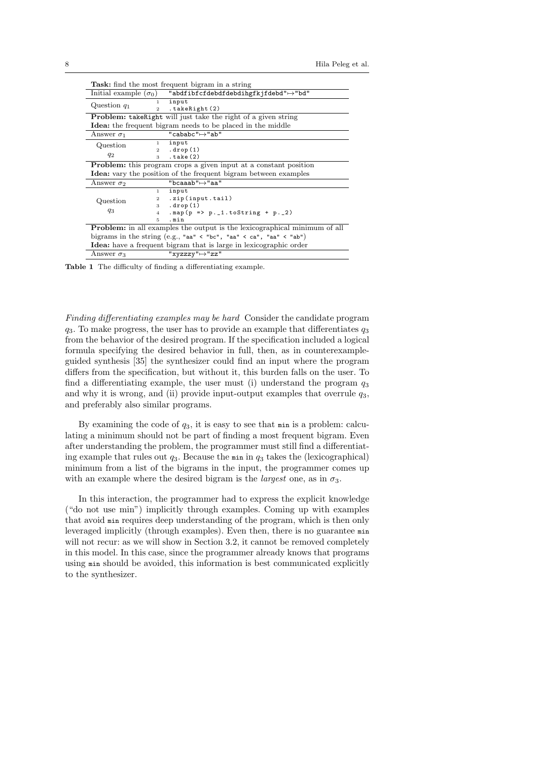| **Task:** find the most frequent bigram in a string | |
|---|---|
| Initial example ($\sigma_0$) | `"abdfibfcfdebdfdebdihgfkjfdebd"↦"bd"` |
| Question $q_1$ | `1 input`<br>`2 .takeRight(2)` |
| **Problem:** `takeRight` will just take the right of a given string | |
| **Idea:** the frequent bigram needs to be placed in the middle | |
| Answer $\sigma_1$ | `"cababc"↦"ab"` |
| Question $q_2$ | `1 input`<br>`2 .drop(1)`<br>`3 .take(2)` |
| **Problem:** this program crops a given input at a constant position | |
| **Idea:** vary the position of the frequent bigram between examples | |
| Answer $\sigma_2$ | `"bcaaab"↦"aa"` |
| Question $q_3$ | `1 input`<br>`2 .zip(input.tail)`<br>`3 .drop(1)`<br>`4 .map(p => p._1.toString + p._2)`<br>`5 .min` |
| **Problem:** in all examples the output is the lexicographical minimum of all bigrams in the string (e.g., `"aa" < "bc"`, `"aa" < ca"`, `"aa" < "ab"`) | |
| **Idea:** have a frequent bigram that is large in lexicographic order | |
| Answer $\sigma_3$ | `"xyzzzy"↦"zz"` |

**Table 1** The difficulty of finding a differentiating example.

*Finding differentiating examples may be hard* Consider the candidate program $q_3$. To make progress, the user has to provide an example that differentiates $q_3$ from the behavior of the desired program. If the specification included a logical formula specifying the desired behavior in full, then, as in counterexample-guided synthesis [35] the synthesizer could find an input where the program differs from the specification, but without it, this burden falls on the user. To find a differentiating example, the user must (i) understand the program $q_3$ and why it is wrong, and (ii) provide input-output examples that overrule $q_3$, and preferably also similar programs.

By examining the code of $q_3$, it is easy to see that `min` is a problem: calculating a minimum should not be part of finding a most frequent bigram. Even after understanding the problem, the programmer must still find a differentiating example that rules out $q_3$. Because the `min` in $q_3$ takes the (lexicographical) minimum from a list of the bigrams in the input, the programmer comes up with an example where the desired bigram is the *largest* one, as in $\sigma_3$.

In this interaction, the programmer had to express the explicit knowledge ("do not use min") implicitly through examples. Coming up with examples that avoid `min` requires deep understanding of the program, which is then only leveraged implicitly (through examples). Even then, there is no guarantee `min` will not recur: as we will show in Section 3.2, it cannot be removed completely in this model. In this case, since the programmer already knows that programs using `min` should be avoided, this information is best communicated explicitly to the synthesizer.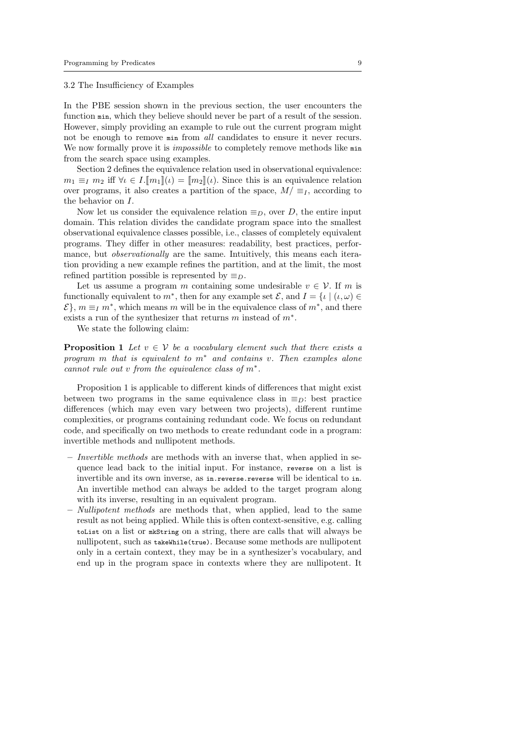### 3.2 The Insufficiency of Examples

In the PBE session shown in the previous section, the user encounters the function `min`, which they believe should never be part of a result of the session. However, simply providing an example to rule out the current program might not be enough to remove `min` from *all* candidates to ensure it never recurs. We now formally prove it is *impossible* to completely remove methods like `min` from the search space using examples.

Section 2 defines the equivalence relation used in observational equivalence: $m_1 \equiv_I m_2$ iff $\forall \iota \in I. [\![m_1]\!](\iota) = [\![m_2]\!](\iota)$. Since this is an equivalence relation over programs, it also creates a partition of the space, $M/\equiv_I$, according to the behavior on $I$.

Now let us consider the equivalence relation $\equiv_D$, over $D$, the entire input domain. This relation divides the candidate program space into the smallest observational equivalence classes possible, i.e., classes of completely equivalent programs. They differ in other measures: readability, best practices, performance, but *observationally* are the same. Intuitively, this means each iteration providing a new example refines the partition, and at the limit, the most refined partition possible is represented by $\equiv_D$.

Let us assume a program $m$ containing some undesirable $v \in \mathcal{V}$. If $m$ is functionally equivalent to $m^*$, then for any example set $\mathcal{E}$, and $I = \{\iota \mid (\iota, \omega) \in \mathcal{E}\}$, $m \equiv_I m^*$, which means $m$ will be in the equivalence class of $m^*$, and there exists a run of the synthesizer that returns $m$ instead of $m^*$.

We state the following claim:

**Proposition 1** *Let $v \in \mathcal{V}$ be a vocabulary element such that there exists a program $m$ that is equivalent to $m^*$ and contains $v$. Then examples alone cannot rule out $v$ from the equivalence class of $m^*$.*

Proposition 1 is applicable to different kinds of differences that might exist between two programs in the same equivalence class in $\equiv_D$: best practice differences (which may even vary between two projects), different runtime complexities, or programs containing redundant code. We focus on redundant code, and specifically on two methods to create redundant code in a program: invertible methods and nullipotent methods.

- *Invertible methods* are methods with an inverse that, when applied in sequence lead back to the initial input. For instance, `reverse` on a list is invertible and its own inverse, as `in.reverse.reverse` will be identical to `in`. An invertible method can always be added to the target program along with its inverse, resulting in an equivalent program.
- *Nullipotent methods* are methods that, when applied, lead to the same result as not being applied. While this is often context-sensitive, e.g. calling `toList` on a list or `mkString` on a string, there are calls that will always be nullipotent, such as `takeWhile(true)`. Because some methods are nullipotent only in a certain context, they may be in a synthesizer's vocabulary, and end up in the program space in contexts where they are nullipotent. It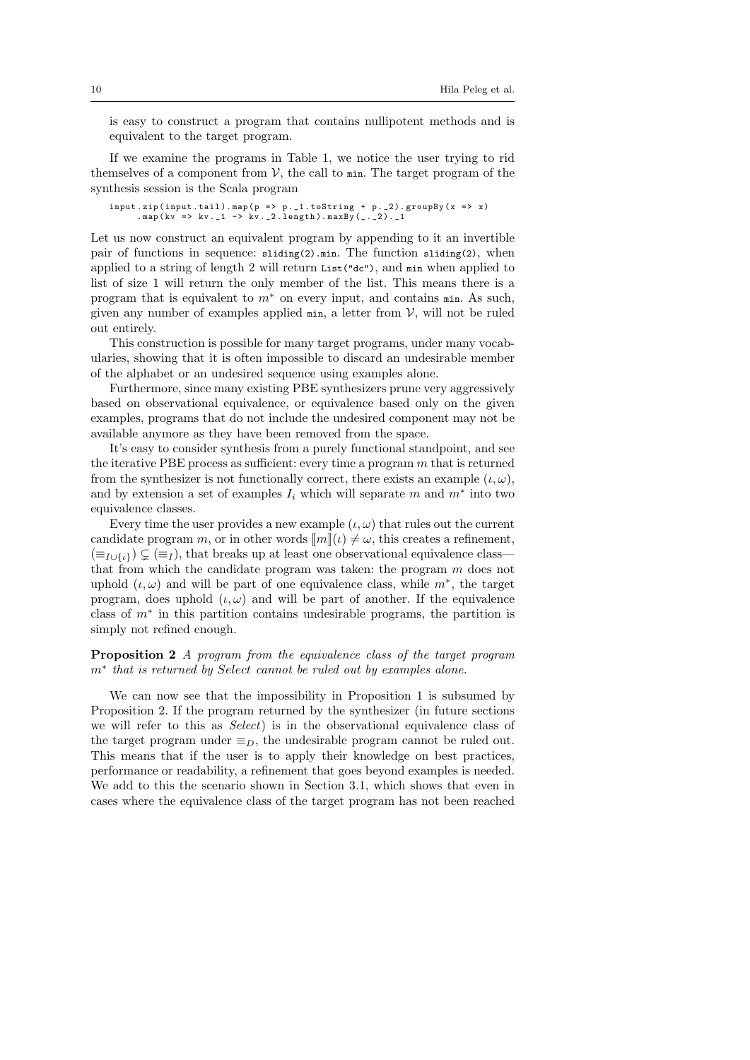is easy to construct a program that contains nullipotent methods and is equivalent to the target program.

If we examine the programs in Table 1, we notice the user trying to rid themselves of a component from $\mathcal{V}$, the call to `min`. The target program of the synthesis session is the Scala program

```
input.zip(input.tail).map(p => p._1.toString + p._2).groupBy(x => x)
     .map(kv => kv._1 -> kv._2.length).maxBy(_._2)._1
```

Let us now construct an equivalent program by appending to it an invertible pair of functions in sequence: `sliding(2).min`. The function `sliding(2)`, when applied to a string of length 2 will return `List("dc")`, and `min` when applied to list of size 1 will return the only member of the list. This means there is a program that is equivalent to $m^*$ on every input, and contains `min`. As such, given any number of examples applied `min`, a letter from $\mathcal{V}$, will not be ruled out entirely.

This construction is possible for many target programs, under many vocabularies, showing that it is often impossible to discard an undesirable member of the alphabet or an undesired sequence using examples alone.

Furthermore, since many existing PBE synthesizers prune very aggressively based on observational equivalence, or equivalence based only on the given examples, programs that do not include the undesired component may not be available anymore as they have been removed from the space.

It's easy to consider synthesis from a purely functional standpoint, and see the iterative PBE process as sufficient: every time a program $m$ that is returned from the synthesizer is not functionally correct, there exists an example $(\iota, \omega)$, and by extension a set of examples $I_i$ which will separate $m$ and $m^*$ into two equivalence classes.

Every time the user provides a new example $(\iota, \omega)$ that rules out the current candidate program $m$, or in other words $[\![m]\!](\iota) \neq \omega$, this creates a refinement, $(\equiv_{I \cup \{\iota\}}) \subsetneq (\equiv_I)$, that breaks up at least one observational equivalence class—that from which the candidate program was taken: the program $m$ does not uphold $(\iota, \omega)$ and will be part of one equivalence class, while $m^*$, the target program, does uphold $(\iota, \omega)$ and will be part of another. If the equivalence class of $m^*$ in this partition contains undesirable programs, the partition is simply not refined enough.

**Proposition 2** *A program from the equivalence class of the target program $m^*$ that is returned by Select cannot be ruled out by examples alone.*

We can now see that the impossibility in Proposition 1 is subsumed by Proposition 2. If the program returned by the synthesizer (in future sections we will refer to this as *Select*) is in the observational equivalence class of the target program under $\equiv_D$, the undesirable program cannot be ruled out. This means that if the user is to apply their knowledge on best practices, performance or readability, a refinement that goes beyond examples is needed. We add to this the scenario shown in Section 3.1, which shows that even in cases where the equivalence class of the target program has not been reached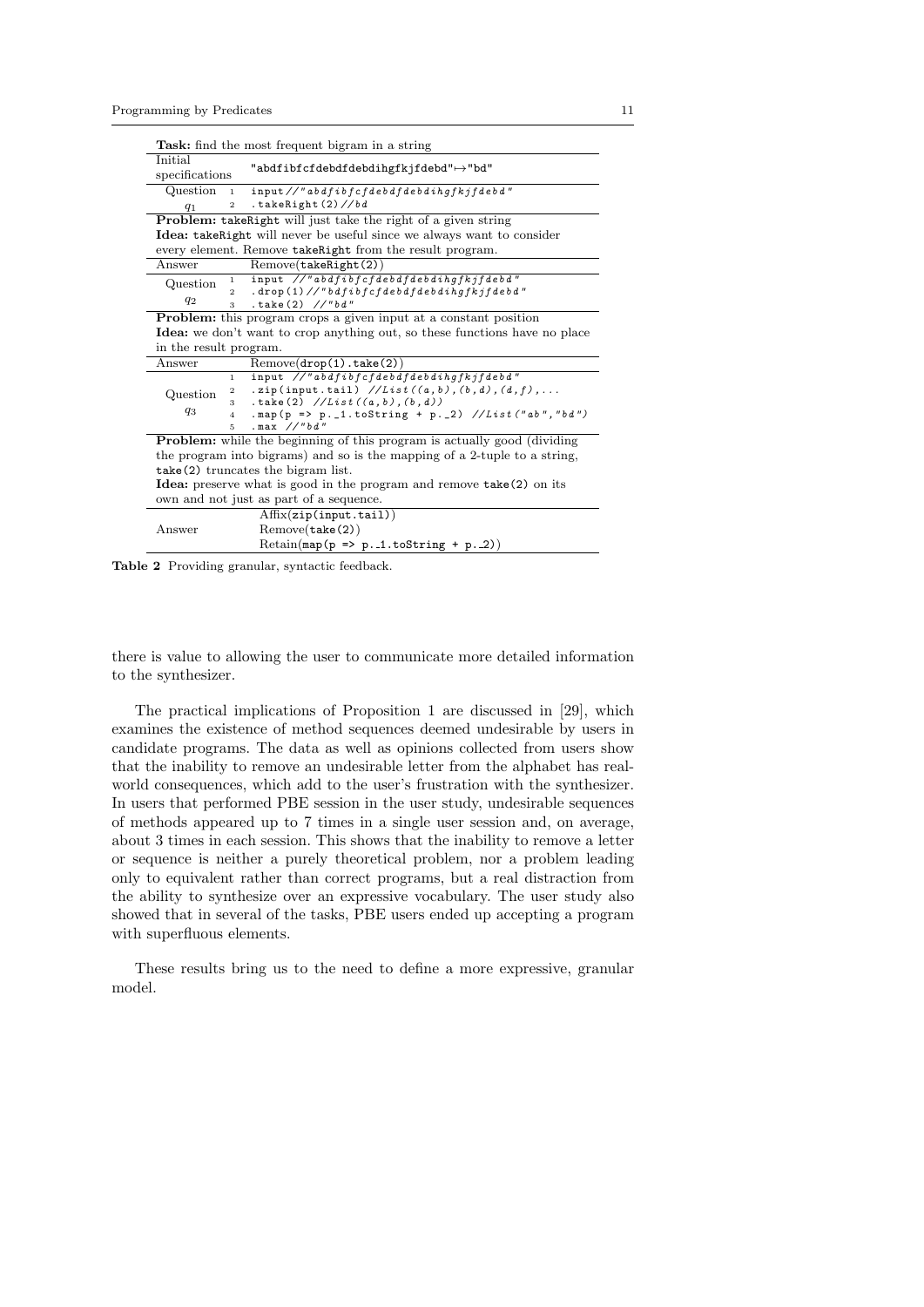| **Task:** find the most frequent bigram in a string | |
|---|---|
| Initial specifications | `"abdfibfcfdebdfdebdihgfkjfdebd"↦"bd"` |
| Question $q_1$ | `1 input//"abdfibfcfdebdfdebdihgfkjfdebd"`<br>`2 .takeRight(2)//bd` |
| **Problem:** takeRight will just take the right of a given string<br>**Idea:** takeRight will never be useful since we always want to consider every element. Remove takeRight from the result program. | |
| Answer | Remove(`takeRight(2)`) |
| Question $q_2$ | `1 input //"abdfibfcfdebdfdebdihgfkjfdebd"`<br>`2 .drop(1)//"bdfibfcfdebdfdebdihgfkjfdebd"`<br>`3 .take(2) //"bd"` |
| **Problem:** this program crops a given input at a constant position<br>**Idea:** we don't want to crop anything out, so these functions have no place in the result program. | |
| Answer | Remove(`drop(1).take(2)`) |
| Question $q_3$ | `1 input //"abdfibfcfdebdfdebdihgfkjfdebd"`<br>`2 .zip(input.tail) //List((a,b),(b,d),(d,f),...`<br>`3 .take(2) //List((a,b),(b,d))`<br>`4 .map(p => p._1.toString + p._2) //List("ab","bd")`<br>`5 .max //"bd"` |
| **Problem:** while the beginning of this program is actually good (dividing the program into bigrams) and so is the mapping of a 2-tuple to a string, take(2) truncates the bigram list.<br>**Idea:** preserve what is good in the program and remove take(2) on its own and not just as part of a sequence. | |
| Answer | Affix(`zip(input.tail)`)<br>Remove(`take(2)`)<br>Retain(`map(p => p._1.toString + p._2)`) |

**Table 2** Providing granular, syntactic feedback.

there is value to allowing the user to communicate more detailed information to the synthesizer.

The practical implications of Proposition 1 are discussed in [29], which examines the existence of method sequences deemed undesirable by users in candidate programs. The data as well as opinions collected from users show that the inability to remove an undesirable letter from the alphabet has real-world consequences, which add to the user's frustration with the synthesizer. In users that performed PBE session in the user study, undesirable sequences of methods appeared up to 7 times in a single user session and, on average, about 3 times in each session. This shows that the inability to remove a letter or sequence is neither a purely theoretical problem, nor a problem leading only to equivalent rather than correct programs, but a real distraction from the ability to synthesize over an expressive vocabulary. The user study also showed that in several of the tasks, PBE users ended up accepting a program with superfluous elements.

These results bring us to the need to define a more expressive, granular model.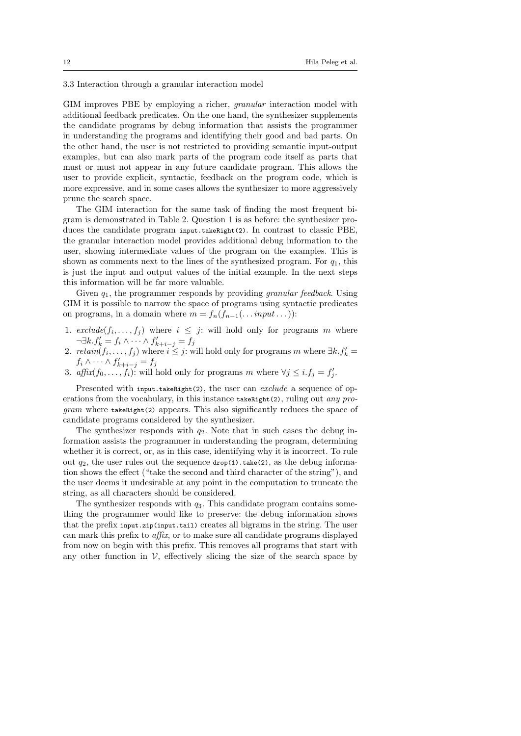### 3.3 Interaction through a granular interaction model

GIM improves PBE by employing a richer, *granular* interaction model with additional feedback predicates. On the one hand, the synthesizer supplements the candidate programs by debug information that assists the programmer in understanding the programs and identifying their good and bad parts. On the other hand, the user is not restricted to providing semantic input-output examples, but can also mark parts of the program code itself as parts that must or must not appear in any future candidate program. This allows the user to provide explicit, syntactic, feedback on the program code, which is more expressive, and in some cases allows the synthesizer to more aggressively prune the search space.

The GIM interaction for the same task of finding the most frequent bigram is demonstrated in Table 2. Question 1 is as before: the synthesizer produces the candidate program `input.takeRight(2)`. In contrast to classic PBE, the granular interaction model provides additional debug information to the user, showing intermediate values of the program on the examples. This is shown as comments next to the lines of the synthesized program. For $q_1$, this is just the input and output values of the initial example. In the next steps this information will be far more valuable.

Given $q_1$, the programmer responds by providing *granular feedback*. Using GIM it is possible to narrow the space of programs using syntactic predicates on programs, in a domain where $m = f_n(f_{n-1}(\dots input \dots))$:

1. $exclude(f_i, \dots, f_j)$ where $i \leq j$: will hold only for programs $m$ where $\neg \exists k. f'_k = f_i \wedge \dots \wedge f'_{k+i-j} = f_j$
2. $retain(f_i, \dots, f_j)$ where $i \leq j$: will hold only for programs $m$ where $\exists k. f'_k = f_i \wedge \dots \wedge f'_{k+i-j} = f_j$
3. $affix(f_0, \dots, f_i)$: will hold only for programs $m$ where $\forall j \leq i. f_j = f'_j$.

Presented with `input.takeRight(2)`, the user can *exclude* a sequence of operations from the vocabulary, in this instance `takeRight(2)`, ruling out *any program* where `takeRight(2)` appears. This also significantly reduces the space of candidate programs considered by the synthesizer.

The synthesizer responds with $q_2$. Note that in such cases the debug information assists the programmer in understanding the program, determining whether it is correct, or, as in this case, identifying why it is incorrect. To rule out $q_2$, the user rules out the sequence `drop(1).take(2)`, as the debug information shows the effect ("take the second and third character of the string"), and the user deems it undesirable at any point in the computation to truncate the string, as all characters should be considered.

The synthesizer responds with $q_3$. This candidate program contains something the programmer would like to preserve: the debug information shows that the prefix `input.zip(input.tail)` creates all bigrams in the string. The user can mark this prefix to *affix*, or to make sure all candidate programs displayed from now on begin with this prefix. This removes all programs that start with any other function in $\mathcal{V}$, effectively slicing the size of the search space by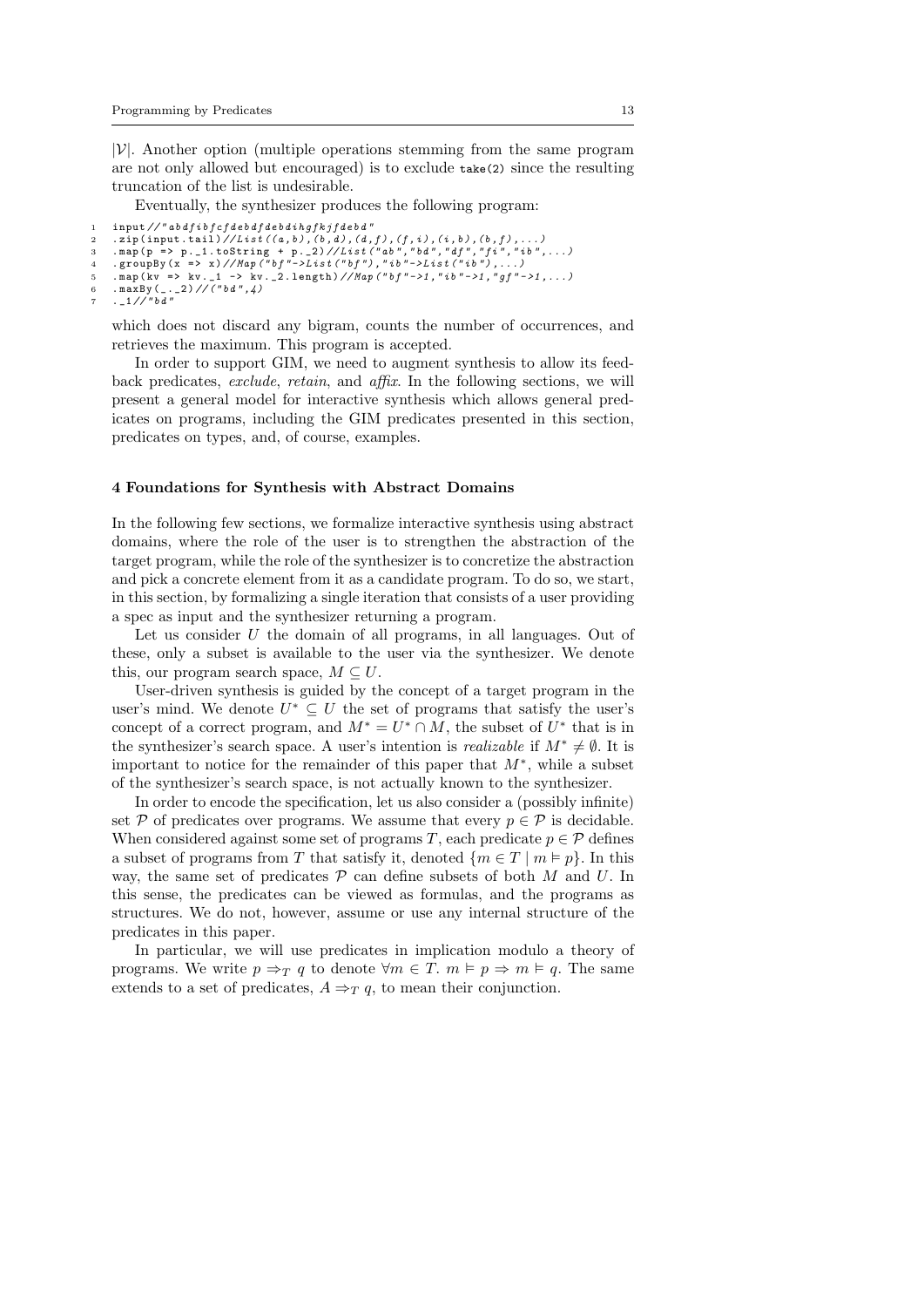$|\mathcal{V}|$. Another option (multiple operations stemming from the same program are not only allowed but encouraged) is to exclude `take(2)` since the resulting truncation of the list is undesirable.

Eventually, the synthesizer produces the following program:

```
1  input//"abdfibfcfdebdfdebdihgfkjfdebd"
2  .zip(input.tail)//List((a,b),(b,d),(d,f),(f,i),(i,b),(b,f),...)
3  .map(p => p._1.toString + p._2)//List("ab","bd","df","fi","ib",...)
4  .groupBy(x => x)//Map("bf"->List("bf"),"ib"->List("ib"),...)
5  .map(kv => kv._1 -> kv._2.length)//Map("bf"->1,"ib"->1,"gf"->1,...)
6  .maxBy(_._2)//("bd",4)
7  ._1//"bd"
```

which does not discard any bigram, counts the number of occurrences, and retrieves the maximum. This program is accepted.

In order to support GIM, we need to augment synthesis to allow its feedback predicates, *exclude*, *retain*, and *affix*. In the following sections, we will present a general model for interactive synthesis which allows general predicates on programs, including the GIM predicates presented in this section, predicates on types, and, of course, examples.

## 4 Foundations for Synthesis with Abstract Domains

In the following few sections, we formalize interactive synthesis using abstract domains, where the role of the user is to strengthen the abstraction of the target program, while the role of the synthesizer is to concretize the abstraction and pick a concrete element from it as a candidate program. To do so, we start, in this section, by formalizing a single iteration that consists of a user providing a spec as input and the synthesizer returning a program.

Let us consider $U$ the domain of all programs, in all languages. Out of these, only a subset is available to the user via the synthesizer. We denote this, our program search space, $M \subseteq U$.

User-driven synthesis is guided by the concept of a target program in the user's mind. We denote $U^* \subseteq U$ the set of programs that satisfy the user's concept of a correct program, and $M^* = U^* \cap M$, the subset of $U^*$ that is in the synthesizer's search space. A user's intention is *realizable* if $M^* \neq \emptyset$. It is important to notice for the remainder of this paper that $M^*$, while a subset of the synthesizer's search space, is not actually known to the synthesizer.

In order to encode the specification, let us also consider a (possibly infinite) set $\mathcal{P}$ of predicates over programs. We assume that every $p \in \mathcal{P}$ is decidable. When considered against some set of programs $T$, each predicate $p \in \mathcal{P}$ defines a subset of programs from $T$ that satisfy it, denoted $\{m \in T \mid m \vDash p\}$. In this way, the same set of predicates $\mathcal{P}$ can define subsets of both $M$ and $U$. In this sense, the predicates can be viewed as formulas, and the programs as structures. We do not, however, assume or use any internal structure of the predicates in this paper.

In particular, we will use predicates in implication modulo a theory of programs. We write $p \Rightarrow_T q$ to denote $\forall m \in T.\ m \vDash p \Rightarrow m \vDash q$. The same extends to a set of predicates, $A \Rightarrow_T q$, to mean their conjunction.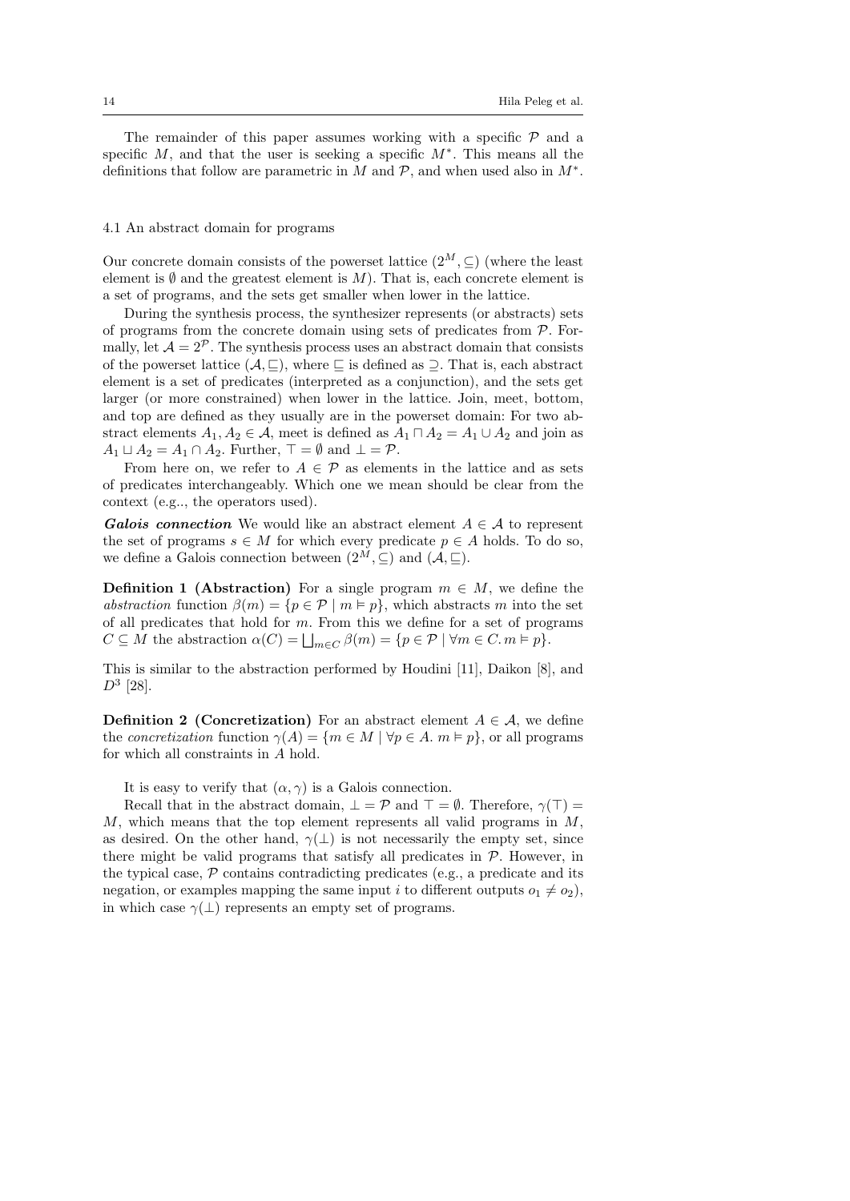The remainder of this paper assumes working with a specific $\mathcal{P}$ and a specific $M$, and that the user is seeking a specific $M^*$. This means all the definitions that follow are parametric in $M$ and $\mathcal{P}$, and when used also in $M^*$.

### 4.1 An abstract domain for programs

Our concrete domain consists of the powerset lattice $(2^M, \subseteq)$ (where the least element is $\emptyset$ and the greatest element is $M$). That is, each concrete element is a set of programs, and the sets get smaller when lower in the lattice.

During the synthesis process, the synthesizer represents (or abstracts) sets of programs from the concrete domain using sets of predicates from $\mathcal{P}$. Formally, let $\mathcal{A} = 2^{\mathcal{P}}$. The synthesis process uses an abstract domain that consists of the powerset lattice $(\mathcal{A}, \sqsubseteq)$, where $\sqsubseteq$ is defined as $\supseteq$. That is, each abstract element is a set of predicates (interpreted as a conjunction), and the sets get larger (or more constrained) when lower in the lattice. Join, meet, bottom, and top are defined as they usually are in the powerset domain: For two abstract elements $A_1, A_2 \in \mathcal{A}$, meet is defined as $A_1 \sqcap A_2 = A_1 \cup A_2$ and join as $A_1 \sqcup A_2 = A_1 \cap A_2$. Further, $\top = \emptyset$ and $\bot = \mathcal{P}$.

From here on, we refer to $A \in \mathcal{P}$ as elements in the lattice and as sets of predicates interchangeably. Which one we mean should be clear from the context (e.g.., the operators used).

***Galois connection*** We would like an abstract element $A \in \mathcal{A}$ to represent the set of programs $s \in M$ for which every predicate $p \in A$ holds. To do so, we define a Galois connection between $(2^M, \subseteq)$ and $(\mathcal{A}, \sqsubseteq)$.

**Definition 1 (Abstraction)** For a single program $m \in M$, we define the *abstraction* function $\beta(m) = \{p \in \mathcal{P} \mid m \vDash p\}$, which abstracts $m$ into the set of all predicates that hold for $m$. From this we define for a set of programs $C \subseteq M$ the abstraction $\alpha(C) = \bigsqcup_{m \in C} \beta(m) = \{p \in \mathcal{P} \mid \forall m \in C.\, m \vDash p\}$.

This is similar to the abstraction performed by Houdini [11], Daikon [8], and $D^3$ [28].

**Definition 2 (Concretization)** For an abstract element $A \in \mathcal{A}$, we define the *concretization* function $\gamma(A) = \{m \in M \mid \forall p \in A.\ m \vDash p\}$, or all programs for which all constraints in $A$ hold.

It is easy to verify that $(\alpha, \gamma)$ is a Galois connection.

Recall that in the abstract domain, $\bot = \mathcal{P}$ and $\top = \emptyset$. Therefore, $\gamma(\top) = M$, which means that the top element represents all valid programs in $M$, as desired. On the other hand, $\gamma(\bot)$ is not necessarily the empty set, since there might be valid programs that satisfy all predicates in $\mathcal{P}$. However, in the typical case, $\mathcal{P}$ contains contradicting predicates (e.g., a predicate and its negation, or examples mapping the same input $i$ to different outputs $o_1 \neq o_2$), in which case $\gamma(\bot)$ represents an empty set of programs.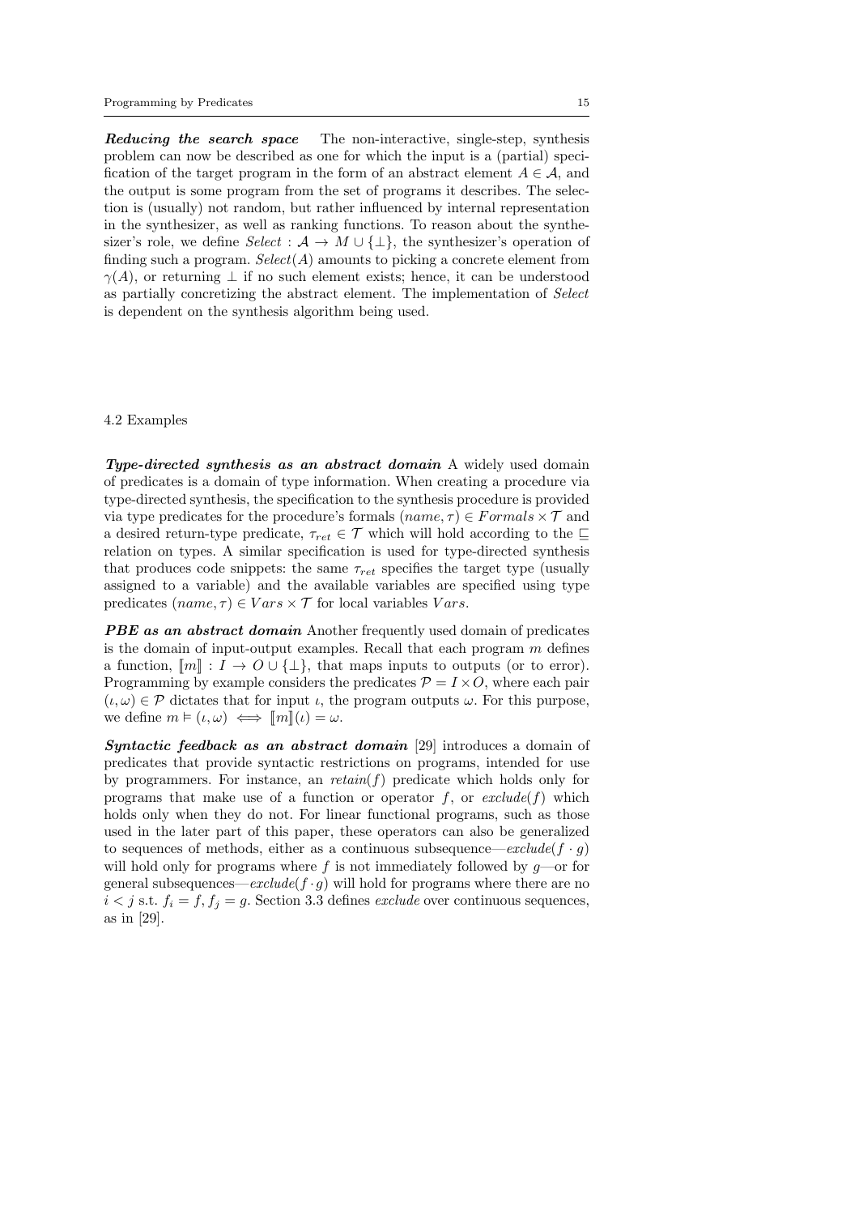***Reducing the search space*** The non-interactive, single-step, synthesis problem can now be described as one for which the input is a (partial) specification of the target program in the form of an abstract element $A \in \mathcal{A}$, and the output is some program from the set of programs it describes. The selection is (usually) not random, but rather influenced by internal representation in the synthesizer, as well as ranking functions. To reason about the synthesizer's role, we define $\mathit{Select} : \mathcal{A} \to M \cup \{\bot\}$, the synthesizer's operation of finding such a program. $\mathit{Select}(A)$ amounts to picking a concrete element from $\gamma(A)$, or returning $\bot$ if no such element exists; hence, it can be understood as partially concretizing the abstract element. The implementation of *Select* is dependent on the synthesis algorithm being used.

### 4.2 Examples

***Type-directed synthesis as an abstract domain*** A widely used domain of predicates is a domain of type information. When creating a procedure via type-directed synthesis, the specification to the synthesis procedure is provided via type predicates for the procedure's formals $(name, \tau) \in Formals \times \mathcal{T}$ and a desired return-type predicate, $\tau_{ret} \in \mathcal{T}$ which will hold according to the $\sqsubseteq$ relation on types. A similar specification is used for type-directed synthesis that produces code snippets: the same $\tau_{ret}$ specifies the target type (usually assigned to a variable) and the available variables are specified using type predicates $(name, \tau) \in Vars \times \mathcal{T}$ for local variables $Vars$.

***PBE as an abstract domain*** Another frequently used domain of predicates is the domain of input-output examples. Recall that each program $m$ defines a function, $[\![m]\!] : I \to O \cup \{\bot\}$, that maps inputs to outputs (or to error). Programming by example considers the predicates $\mathcal{P} = I \times O$, where each pair $(\iota, \omega) \in \mathcal{P}$ dictates that for input $\iota$, the program outputs $\omega$. For this purpose, we define $m \vDash (\iota, \omega) \iff [\![m]\!](\iota) = \omega$.

***Syntactic feedback as an abstract domain*** [29] introduces a domain of predicates that provide syntactic restrictions on programs, intended for use by programmers. For instance, an $\mathit{retain}(f)$ predicate which holds only for programs that make use of a function or operator $f$, or $\mathit{exclude}(f)$ which holds only when they do not. For linear functional programs, such as those used in the later part of this paper, these operators can also be generalized to sequences of methods, either as a continuous subsequence—$\mathit{exclude}(f \cdot g)$ will hold only for programs where $f$ is not immediately followed by $g$—or for general subsequences—$\mathit{exclude}(f \cdot g)$ will hold for programs where there are no $i < j$ s.t. $f_i = f, f_j = g$. Section 3.3 defines *exclude* over continuous sequences, as in [29].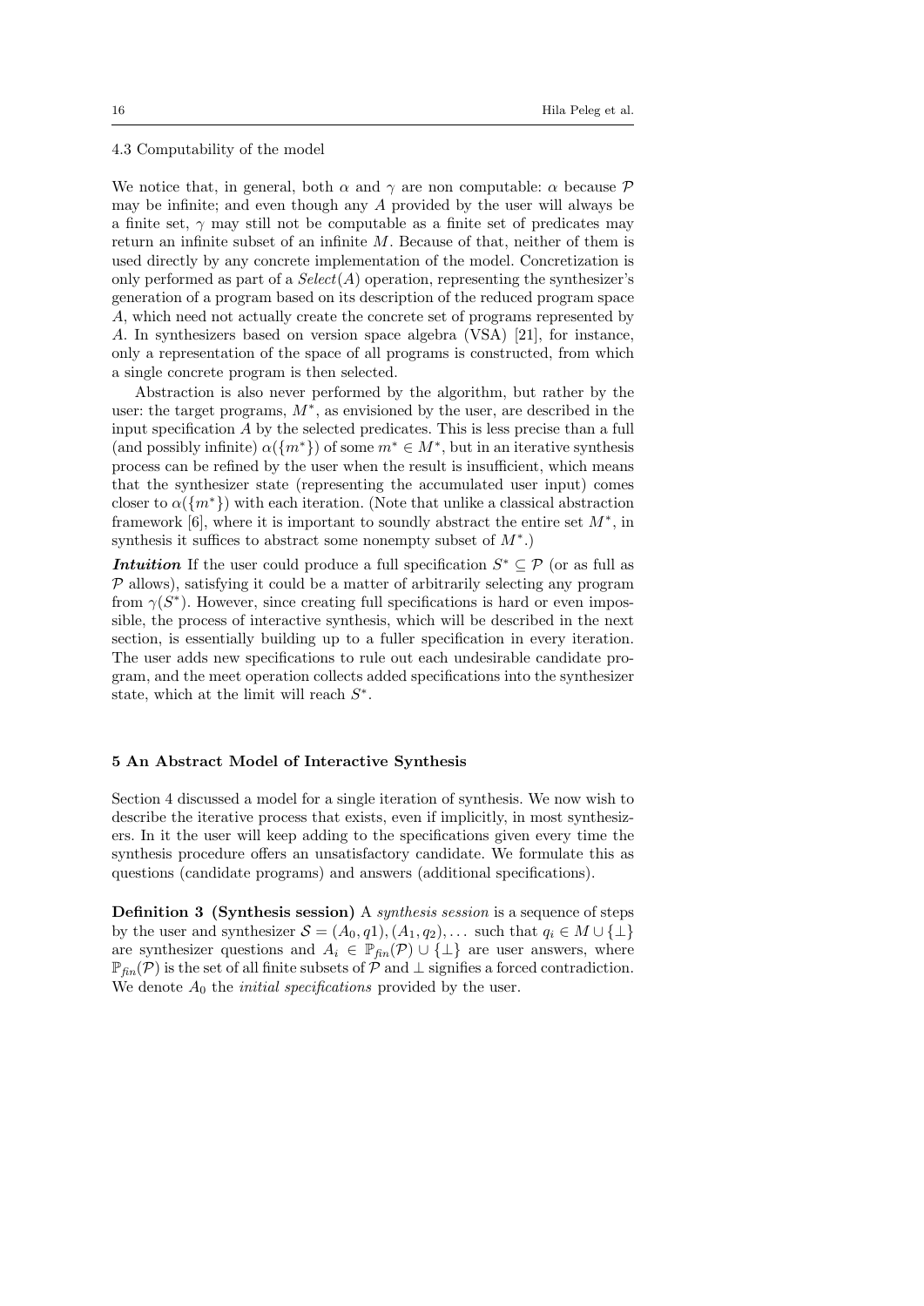### 4.3 Computability of the model

We notice that, in general, both $\alpha$ and $\gamma$ are non computable: $\alpha$ because $\mathcal{P}$ may be infinite; and even though any $A$ provided by the user will always be a finite set, $\gamma$ may still not be computable as a finite set of predicates may return an infinite subset of an infinite $M$. Because of that, neither of them is used directly by any concrete implementation of the model. Concretization is only performed as part of a *Select*$(A)$ operation, representing the synthesizer's generation of a program based on its description of the reduced program space $A$, which need not actually create the concrete set of programs represented by $A$. In synthesizers based on version space algebra (VSA) [21], for instance, only a representation of the space of all programs is constructed, from which a single concrete program is then selected.

Abstraction is also never performed by the algorithm, but rather by the user: the target programs, $M^*$, as envisioned by the user, are described in the input specification $A$ by the selected predicates. This is less precise than a full (and possibly infinite) $\alpha(\{m^*\})$ of some $m^* \in M^*$, but in an iterative synthesis process can be refined by the user when the result is insufficient, which means that the synthesizer state (representing the accumulated user input) comes closer to $\alpha(\{m^*\})$ with each iteration. (Note that unlike a classical abstraction framework [6], where it is important to soundly abstract the entire set $M^*$, in synthesis it suffices to abstract some nonempty subset of $M^*$.)

***Intuition*** If the user could produce a full specification $S^* \subseteq \mathcal{P}$ (or as full as $\mathcal{P}$ allows), satisfying it could be a matter of arbitrarily selecting any program from $\gamma(S^*)$. However, since creating full specifications is hard or even impossible, the process of interactive synthesis, which will be described in the next section, is essentially building up to a fuller specification in every iteration. The user adds new specifications to rule out each undesirable candidate program, and the meet operation collects added specifications into the synthesizer state, which at the limit will reach $S^*$.

## 5 An Abstract Model of Interactive Synthesis

Section 4 discussed a model for a single iteration of synthesis. We now wish to describe the iterative process that exists, even if implicitly, in most synthesizers. In it the user will keep adding to the specifications given every time the synthesis procedure offers an unsatisfactory candidate. We formulate this as questions (candidate programs) and answers (additional specifications).

**Definition 3 (Synthesis session)** A *synthesis session* is a sequence of steps by the user and synthesizer $\mathcal{S} = (A_0, q1), (A_1, q_2), \ldots$ such that $q_i \in M \cup \{\bot\}$ are synthesizer questions and $A_i \in \mathbb{P}_{fin}(\mathcal{P}) \cup \{\bot\}$ are user answers, where $\mathbb{P}_{fin}(\mathcal{P})$ is the set of all finite subsets of $\mathcal{P}$ and $\bot$ signifies a forced contradiction. We denote $A_0$ the *initial specifications* provided by the user.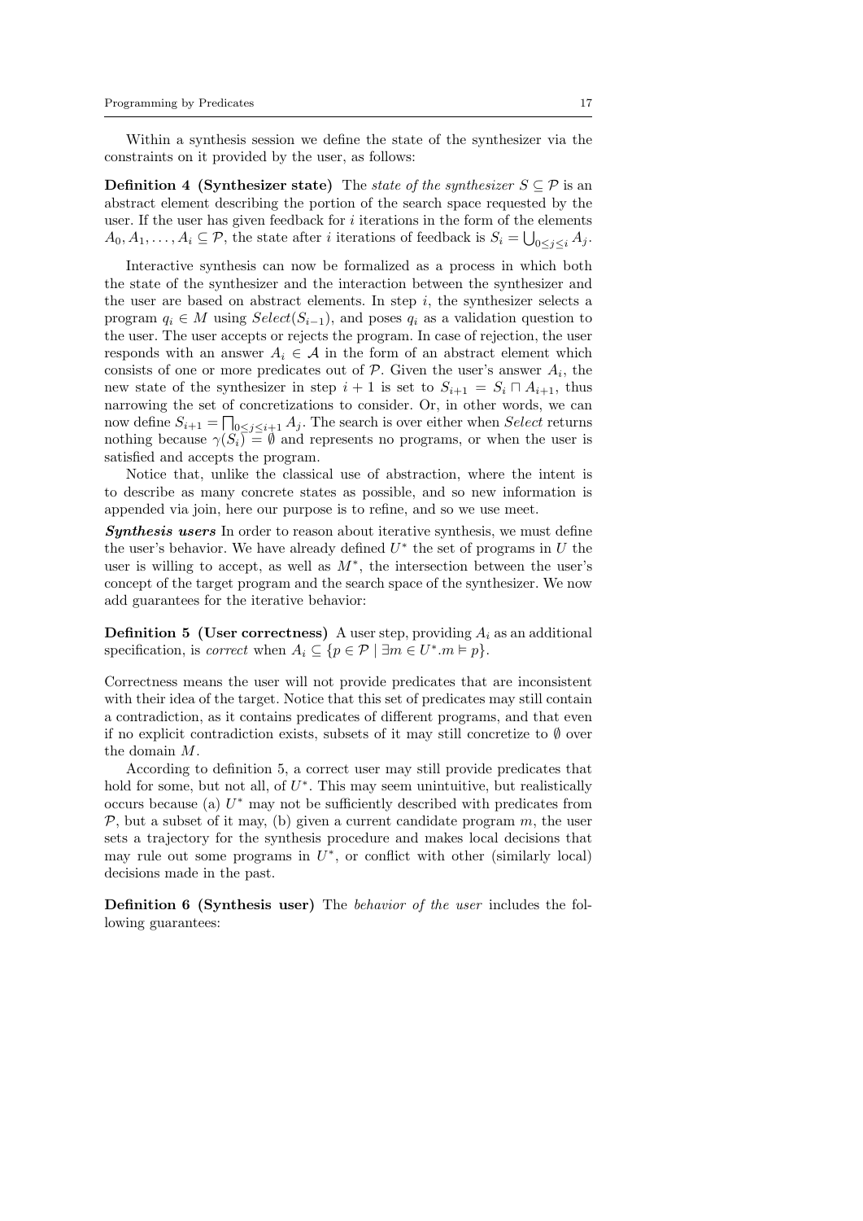Within a synthesis session we define the state of the synthesizer via the constraints on it provided by the user, as follows:

**Definition 4 (Synthesizer state)** The *state of the synthesizer* $S \subseteq \mathcal{P}$ is an abstract element describing the portion of the search space requested by the user. If the user has given feedback for $i$ iterations in the form of the elements $A_0, A_1, \ldots, A_i \subseteq \mathcal{P}$, the state after $i$ iterations of feedback is $S_i = \bigcup_{0 \leq j \leq i} A_j$.

Interactive synthesis can now be formalized as a process in which both the state of the synthesizer and the interaction between the synthesizer and the user are based on abstract elements. In step $i$, the synthesizer selects a program $q_i \in M$ using $Select(S_{i-1})$, and poses $q_i$ as a validation question to the user. The user accepts or rejects the program. In case of rejection, the user responds with an answer $A_i \in \mathcal{A}$ in the form of an abstract element which consists of one or more predicates out of $\mathcal{P}$. Given the user's answer $A_i$, the new state of the synthesizer in step $i+1$ is set to $S_{i+1} = S_i \sqcap A_{i+1}$, thus narrowing the set of concretizations to consider. Or, in other words, we can now define $S_{i+1} = \bigsqcap_{0 \leq j \leq i+1} A_j$. The search is over either when *Select* returns nothing because $\gamma(S_i) = \emptyset$ and represents no programs, or when the user is satisfied and accepts the program.

Notice that, unlike the classical use of abstraction, where the intent is to describe as many concrete states as possible, and so new information is appended via join, here our purpose is to refine, and so we use meet.

***Synthesis users*** In order to reason about iterative synthesis, we must define the user's behavior. We have already defined $U^*$ the set of programs in $U$ the user is willing to accept, as well as $M^*$, the intersection between the user's concept of the target program and the search space of the synthesizer. We now add guarantees for the iterative behavior:

**Definition 5 (User correctness)** A user step, providing $A_i$ as an additional specification, is *correct* when $A_i \subseteq \{p \in \mathcal{P} \mid \exists m \in U^*. m \vDash p\}$.

Correctness means the user will not provide predicates that are inconsistent with their idea of the target. Notice that this set of predicates may still contain a contradiction, as it contains predicates of different programs, and that even if no explicit contradiction exists, subsets of it may still concretize to $\emptyset$ over the domain $M$.

According to definition 5, a correct user may still provide predicates that hold for some, but not all, of $U^*$. This may seem unintuitive, but realistically occurs because (a) $U^*$ may not be sufficiently described with predicates from $\mathcal{P}$, but a subset of it may, (b) given a current candidate program $m$, the user sets a trajectory for the synthesis procedure and makes local decisions that may rule out some programs in $U^*$, or conflict with other (similarly local) decisions made in the past.

**Definition 6 (Synthesis user)** The *behavior of the user* includes the following guarantees: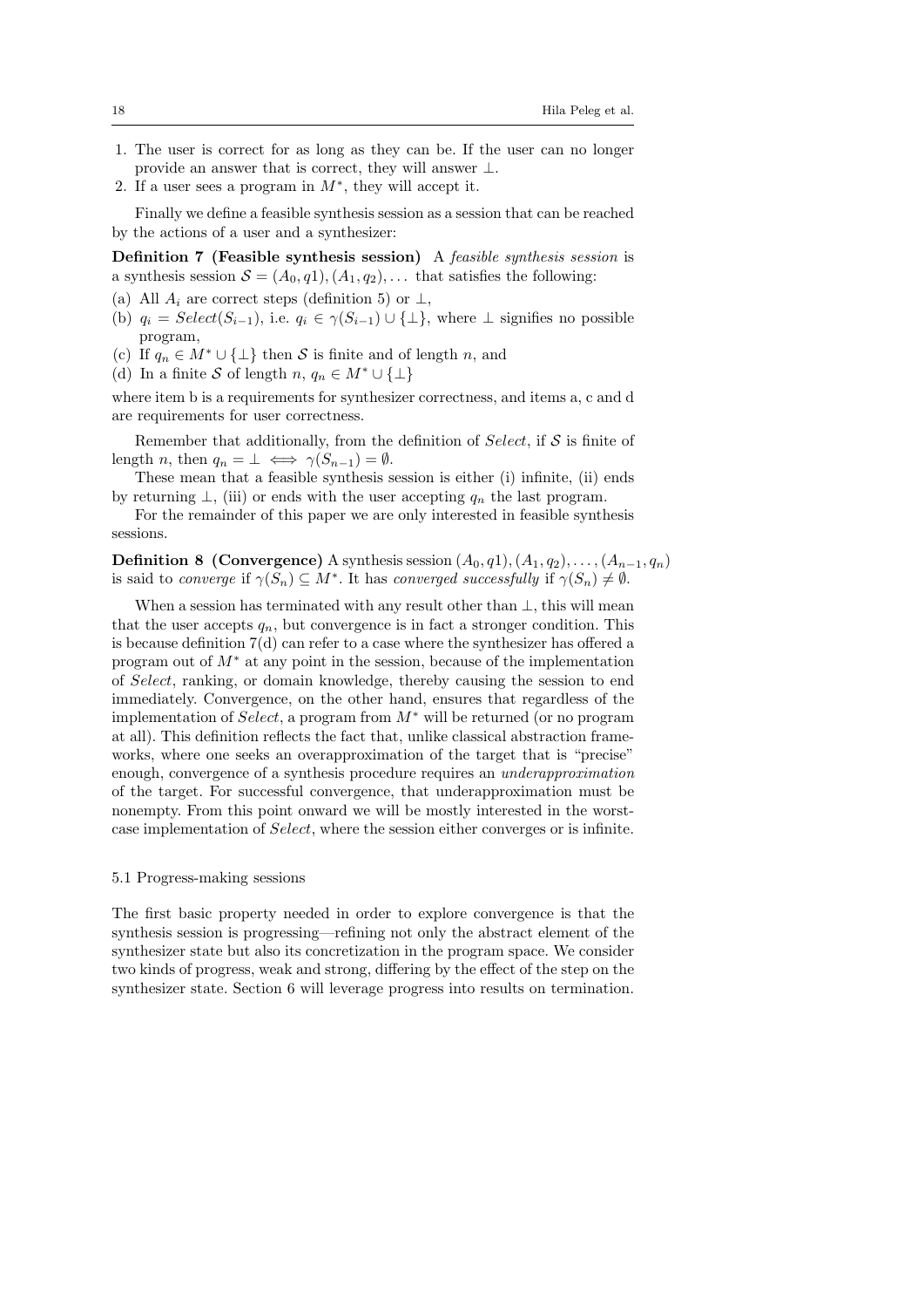1. The user is correct for as long as they can be. If the user can no longer provide an answer that is correct, they will answer $\bot$.
2. If a user sees a program in $M^*$, they will accept it.

Finally we define a feasible synthesis session as a session that can be reached by the actions of a user and a synthesizer:

**Definition 7 (Feasible synthesis session)** A *feasible synthesis session* is a synthesis session $\mathcal{S} = (A_0, q1), (A_1, q_2), \ldots$ that satisfies the following:

(a) All $A_i$ are correct steps (definition 5) or $\bot$,
(b) $q_i = Select(S_{i-1})$, i.e. $q_i \in \gamma(S_{i-1}) \cup \{\bot\}$, where $\bot$ signifies no possible program,
(c) If $q_n \in M^* \cup \{\bot\}$ then $\mathcal{S}$ is finite and of length $n$, and
(d) In a finite $\mathcal{S}$ of length $n$, $q_n \in M^* \cup \{\bot\}$

where item b is a requirements for synthesizer correctness, and items a, c and d are requirements for user correctness.

Remember that additionally, from the definition of *Select*, if $\mathcal{S}$ is finite of length $n$, then $q_n = \bot \iff \gamma(S_{n-1}) = \emptyset$.

These mean that a feasible synthesis session is either (i) infinite, (ii) ends by returning $\bot$, (iii) or ends with the user accepting $q_n$ the last program.

For the remainder of this paper we are only interested in feasible synthesis sessions.

**Definition 8 (Convergence)** A synthesis session $(A_0, q1), (A_1, q_2), \ldots, (A_{n-1}, q_n)$ is said to *converge* if $\gamma(S_n) \subseteq M^*$. It has *converged successfully* if $\gamma(S_n) \neq \emptyset$.

When a session has terminated with any result other than $\bot$, this will mean that the user accepts $q_n$, but convergence is in fact a stronger condition. This is because definition 7(d) can refer to a case where the synthesizer has offered a program out of $M^*$ at any point in the session, because of the implementation of *Select*, ranking, or domain knowledge, thereby causing the session to end immediately. Convergence, on the other hand, ensures that regardless of the implementation of *Select*, a program from $M^*$ will be returned (or no program at all). This definition reflects the fact that, unlike classical abstraction frameworks, where one seeks an overapproximation of the target that is "precise" enough, convergence of a synthesis procedure requires an *underapproximation* of the target. For successful convergence, that underapproximation must be nonempty. From this point onward we will be mostly interested in the worst-case implementation of *Select*, where the session either converges or is infinite.

### 5.1 Progress-making sessions

The first basic property needed in order to explore convergence is that the synthesis session is progressing—refining not only the abstract element of the synthesizer state but also its concretization in the program space. We consider two kinds of progress, weak and strong, differing by the effect of the step on the synthesizer state. Section 6 will leverage progress into results on termination.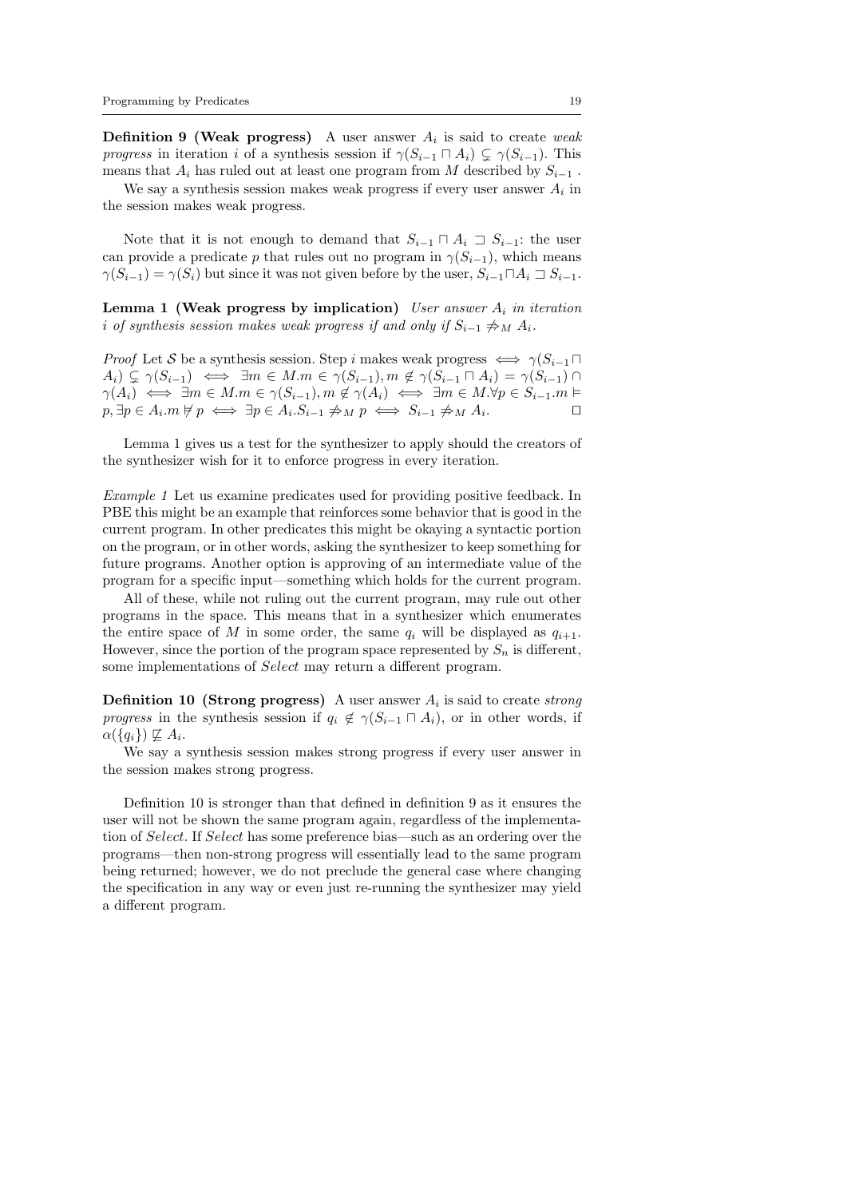**Definition 9 (Weak progress)** A user answer $A_i$ is said to create *weak progress* in iteration $i$ of a synthesis session if $\gamma(S_{i-1} \sqcap A_i) \subsetneq \gamma(S_{i-1})$. This means that $A_i$ has ruled out at least one program from $M$ described by $S_{i-1}$ .

We say a synthesis session makes weak progress if every user answer $A_i$ in the session makes weak progress.

Note that it is not enough to demand that $S_{i-1} \sqcap A_i \sqsupset S_{i-1}$: the user can provide a predicate $p$ that rules out no program in $\gamma(S_{i-1})$, which means $\gamma(S_{i-1}) = \gamma(S_i)$ but since it was not given before by the user, $S_{i-1} \sqcap A_i \sqsupset S_{i-1}$.

**Lemma 1 (Weak progress by implication)** *User answer $A_i$ in iteration $i$ of synthesis session makes weak progress if and only if $S_{i-1} \not\Rightarrow_M A_i$.*

*Proof* Let $\mathcal{S}$ be a synthesis session. Step $i$ makes weak progress $\iff \gamma(S_{i-1} \sqcap A_i) \subsetneq \gamma(S_{i-1}) \iff \exists m \in M. m \in \gamma(S_{i-1}), m \notin \gamma(S_{i-1} \sqcap A_i) = \gamma(S_{i-1}) \cap \gamma(A_i) \iff \exists m \in M. m \in \gamma(S_{i-1}), m \notin \gamma(A_i) \iff \exists m \in M. \forall p \in S_{i-1}. m \vDash p, \exists p \in A_i. m \nvDash p \iff \exists p \in A_i. S_{i-1} \not\Rightarrow_M p \iff S_{i-1} \not\Rightarrow_M A_i$. $\square$

Lemma 1 gives us a test for the synthesizer to apply should the creators of the synthesizer wish for it to enforce progress in every iteration.

*Example 1* Let us examine predicates used for providing positive feedback. In PBE this might be an example that reinforces some behavior that is good in the current program. In other predicates this might be okaying a syntactic portion on the program, or in other words, asking the synthesizer to keep something for future programs. Another option is approving of an intermediate value of the program for a specific input—something which holds for the current program.

All of these, while not ruling out the current program, may rule out other programs in the space. This means that in a synthesizer which enumerates the entire space of $M$ in some order, the same $q_i$ will be displayed as $q_{i+1}$. However, since the portion of the program space represented by $S_n$ is different, some implementations of *Select* may return a different program.

**Definition 10 (Strong progress)** A user answer $A_i$ is said to create *strong progress* in the synthesis session if $q_i \notin \gamma(S_{i-1} \sqcap A_i)$, or in other words, if $\alpha(\{q_i\}) \not\sqsubseteq A_i$.

We say a synthesis session makes strong progress if every user answer in the session makes strong progress.

Definition 10 is stronger than that defined in definition 9 as it ensures the user will not be shown the same program again, regardless of the implementation of *Select*. If *Select* has some preference bias—such as an ordering over the programs—then non-strong progress will essentially lead to the same program being returned; however, we do not preclude the general case where changing the specification in any way or even just re-running the synthesizer may yield a different program.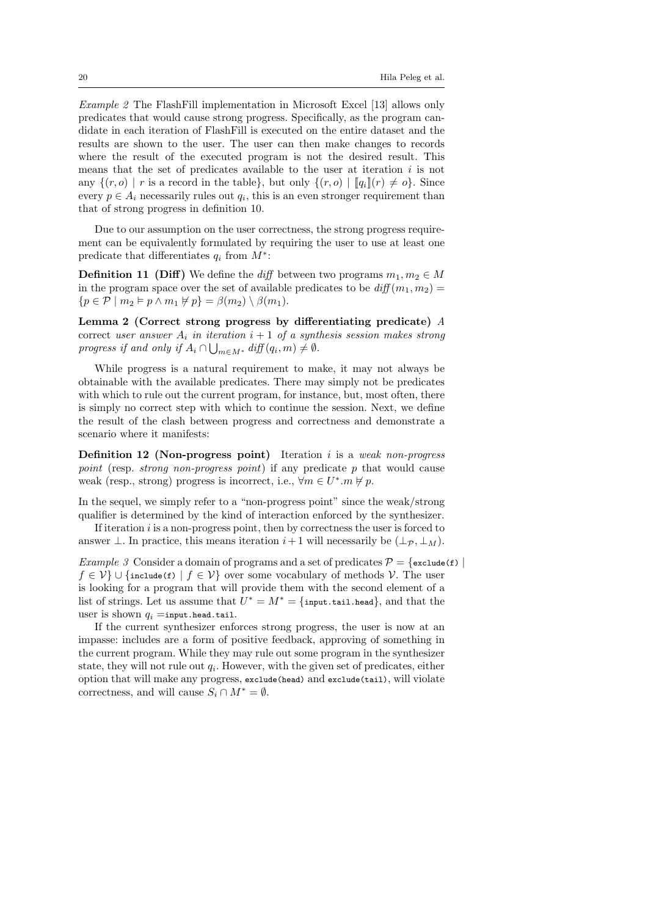*Example 2* The FlashFill implementation in Microsoft Excel [13] allows only predicates that would cause strong progress. Specifically, as the program candidate in each iteration of FlashFill is executed on the entire dataset and the results are shown to the user. The user can then make changes to records where the result of the executed program is not the desired result. This means that the set of predicates available to the user at iteration $i$ is not any $\{(r, o) \mid r \text{ is a record in the table}\}$, but only $\{(r, o) \mid [\![q_i]\!](r) \neq o\}$. Since every $p \in A_i$ necessarily rules out $q_i$, this is an even stronger requirement than that of strong progress in definition 10.

Due to our assumption on the user correctness, the strong progress requirement can be equivalently formulated by requiring the user to use at least one predicate that differentiates $q_i$ from $M^*$:

**Definition 11 (Diff)** We define the *diff* between two programs $m_1, m_2 \in M$ in the program space over the set of available predicates to be $\mathit{diff}(m_1, m_2) = \{p \in \mathcal{P} \mid m_2 \vDash p \wedge m_1 \nvDash p\} = \beta(m_2) \setminus \beta(m_1)$.

**Lemma 2 (Correct strong progress by differentiating predicate)** *A* correct *user answer $A_i$ in iteration $i+1$ of a synthesis session makes strong progress if and only if $A_i \cap \bigcup_{m \in M^*} \mathit{diff}(q_i, m) \neq \emptyset$.*

While progress is a natural requirement to make, it may not always be obtainable with the available predicates. There may simply not be predicates with which to rule out the current program, for instance, but, most often, there is simply no correct step with which to continue the session. Next, we define the result of the clash between progress and correctness and demonstrate a scenario where it manifests:

**Definition 12 (Non-progress point)** Iteration $i$ is a *weak non-progress point* (resp. *strong non-progress point*) if any predicate $p$ that would cause weak (resp., strong) progress is incorrect, i.e., $\forall m \in U^*. m \nvDash p$.

In the sequel, we simply refer to a "non-progress point" since the weak/strong qualifier is determined by the kind of interaction enforced by the synthesizer.

If iteration $i$ is a non-progress point, then by correctness the user is forced to answer $\perp$. In practice, this means iteration $i+1$ will necessarily be $(\perp_{\mathcal{P}}, \perp_M)$.

*Example 3* Consider a domain of programs and a set of predicates $\mathcal{P} = \{\texttt{exclude(f)} \mid f \in \mathcal{V}\} \cup \{\texttt{include(f)} \mid f \in \mathcal{V}\}$ over some vocabulary of methods $\mathcal{V}$. The user is looking for a program that will provide them with the second element of a list of strings. Let us assume that $U^* = M^* = \{\texttt{input.tail.head}\}$, and that the user is shown $q_i = $`input.head.tail`.

If the current synthesizer enforces strong progress, the user is now at an impasse: includes are a form of positive feedback, approving of something in the current program. While they may rule out some program in the synthesizer state, they will not rule out $q_i$. However, with the given set of predicates, either option that will make any progress, `exclude(head)` and `exclude(tail)`, will violate correctness, and will cause $S_i \cap M^* = \emptyset$.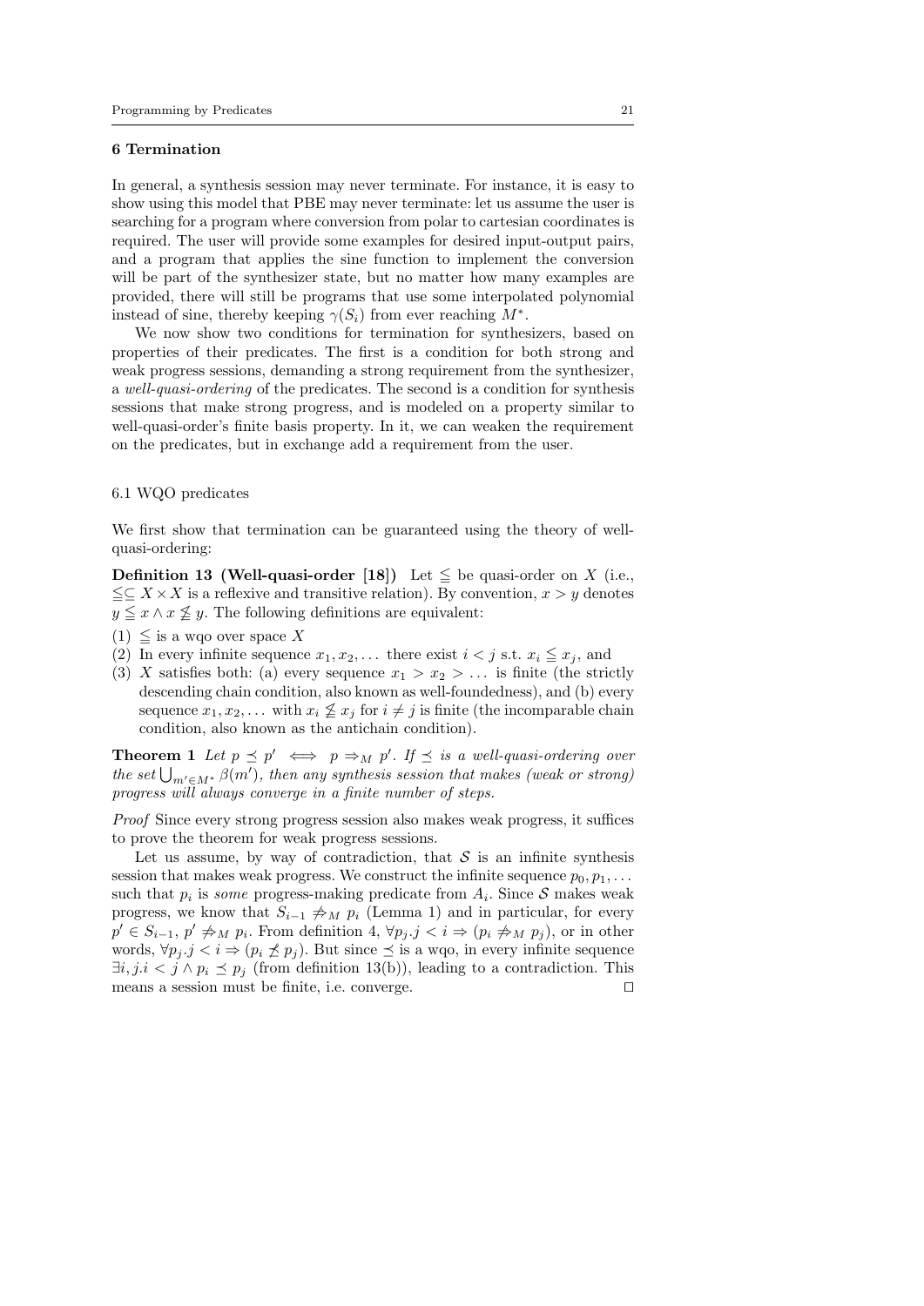## 6 Termination

In general, a synthesis session may never terminate. For instance, it is easy to show using this model that PBE may never terminate: let us assume the user is searching for a program where conversion from polar to cartesian coordinates is required. The user will provide some examples for desired input-output pairs, and a program that applies the sine function to implement the conversion will be part of the synthesizer state, but no matter how many examples are provided, there will still be programs that use some interpolated polynomial instead of sine, thereby keeping $\gamma(S_i)$ from ever reaching $M^*$.

We now show two conditions for termination for synthesizers, based on properties of their predicates. The first is a condition for both strong and weak progress sessions, demanding a strong requirement from the synthesizer, a *well-quasi-ordering* of the predicates. The second is a condition for synthesis sessions that make strong progress, and is modeled on a property similar to well-quasi-order's finite basis property. In it, we can weaken the requirement on the predicates, but in exchange add a requirement from the user.

### 6.1 WQO predicates

We first show that termination can be guaranteed using the theory of well-quasi-ordering:

**Definition 13 (Well-quasi-order [18])** Let $\leqq$ be quasi-order on $X$ (i.e., $\leqq \subseteq X \times X$ is a reflexive and transitive relation). By convention, $x > y$ denotes $y \leqq x \wedge x \nleqq y$. The following definitions are equivalent:

(1) $\leqq$ is a wqo over space $X$

(2) In every infinite sequence $x_1, x_2, \dots$ there exist $i < j$ s.t. $x_i \leqq x_j$, and

(3) $X$ satisfies both: (a) every sequence $x_1 > x_2 > \dots$ is finite (the strictly descending chain condition, also known as well-foundedness), and (b) every sequence $x_1, x_2, \dots$ with $x_i \nleqq x_j$ for $i \neq j$ is finite (the incomparable chain condition, also known as the antichain condition).

**Theorem 1** *Let $p \preceq p' \iff p \Rightarrow_M p'$. If $\preceq$ is a well-quasi-ordering over the set $\bigcup_{m' \in M^*} \beta(m')$, then any synthesis session that makes (weak or strong) progress will always converge in a finite number of steps.*

*Proof* Since every strong progress session also makes weak progress, it suffices to prove the theorem for weak progress sessions.

Let us assume, by way of contradiction, that $\mathcal{S}$ is an infinite synthesis session that makes weak progress. We construct the infinite sequence $p_0, p_1, \dots$ such that $p_i$ is *some* progress-making predicate from $A_i$. Since $\mathcal{S}$ makes weak progress, we know that $S_{i-1} \not\Rightarrow_M p_i$ (Lemma 1) and in particular, for every $p' \in S_{i-1}$, $p' \not\Rightarrow_M p_i$. From definition 4, $\forall p_j . j < i \Rightarrow (p_i \not\Rightarrow_M p_j)$, or in other words, $\forall p_j . j < i \Rightarrow (p_i \not\preceq p_j)$. But since $\preceq$ is a wqo, in every infinite sequence $\exists i, j . i < j \wedge p_i \preceq p_j$ (from definition 13(b)), leading to a contradiction. This means a session must be finite, i.e. converge. ◻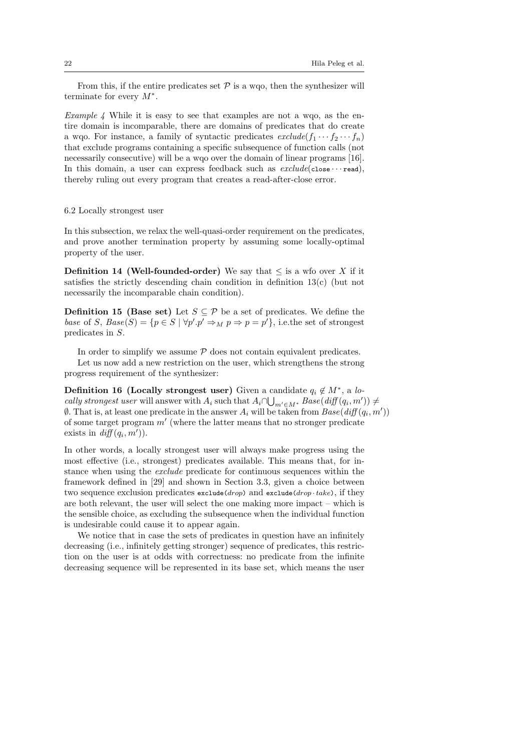From this, if the entire predicates set $\mathcal{P}$ is a wqo, then the synthesizer will terminate for every $M^*$.

*Example 4* While it is easy to see that examples are not a wqo, as the entire domain is incomparable, there are domains of predicates that do create a wqo. For instance, a family of syntactic predicates $exclude(f_1 \cdots f_2 \cdots f_n)$ that exclude programs containing a specific subsequence of function calls (not necessarily consecutive) will be a wqo over the domain of linear programs [16]. In this domain, a user can express feedback such as $exclude(\texttt{close} \cdots \texttt{read})$, thereby ruling out every program that creates a read-after-close error.

### 6.2 Locally strongest user

In this subsection, we relax the well-quasi-order requirement on the predicates, and prove another termination property by assuming some locally-optimal property of the user.

**Definition 14 (Well-founded-order)** We say that $\leq$ is a wfo over $X$ if it satisfies the strictly descending chain condition in definition 13(c) (but not necessarily the incomparable chain condition).

**Definition 15 (Base set)** Let $S \subseteq \mathcal{P}$ be a set of predicates. We define the *base* of $S$, $Base(S) = \{p \in S \mid \forall p'. p' \Rightarrow_M p \Rightarrow p = p'\}$, i.e.the set of strongest predicates in $S$.

In order to simplify we assume $\mathcal{P}$ does not contain equivalent predicates.

Let us now add a new restriction on the user, which strengthens the strong progress requirement of the synthesizer:

**Definition 16 (Locally strongest user)** Given a candidate $q_i \notin M^*$, a *locally strongest user* will answer with $A_i$ such that $A_i \cap \bigcup_{m' \in M^*} Base(diff(q_i, m')) \neq \emptyset$. That is, at least one predicate in the answer $A_i$ will be taken from $Base(diff(q_i, m'))$ of some target program $m'$ (where the latter means that no stronger predicate exists in $diff(q_i, m')$).

In other words, a locally strongest user will always make progress using the most effective (i.e., strongest) predicates available. This means that, for instance when using the *exclude* predicate for continuous sequences within the framework defined in [29] and shown in Section 3.3, given a choice between two sequence exclusion predicates $\texttt{exclude}(drop)$ and $\texttt{exclude}(drop \cdot take)$, if they are both relevant, the user will select the one making more impact – which is the sensible choice, as excluding the subsequence when the individual function is undesirable could cause it to appear again.

We notice that in case the sets of predicates in question have an infinitely decreasing (i.e., infinitely getting stronger) sequence of predicates, this restriction on the user is at odds with correctness: no predicate from the infinite decreasing sequence will be represented in its base set, which means the user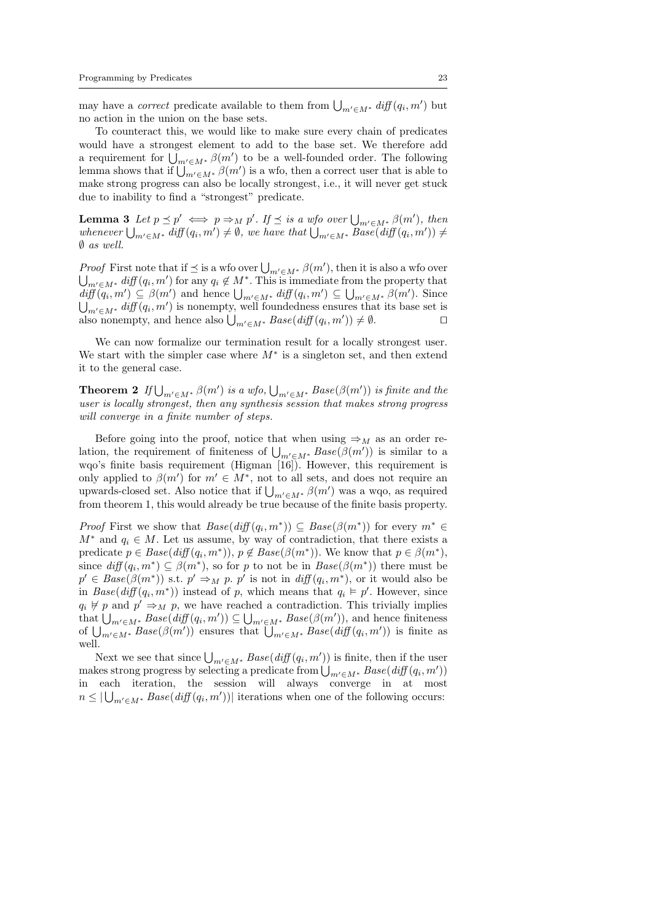may have a *correct* predicate available to them from $\bigcup_{m' \in M^*} \mathit{diff}(q_i, m')$ but no action in the union on the base sets.

To counteract this, we would like to make sure every chain of predicates would have a strongest element to add to the base set. We therefore add a requirement for $\bigcup_{m' \in M^*} \beta(m')$ to be a well-founded order. The following lemma shows that if $\bigcup_{m' \in M^*} \beta(m')$ is a wfo, then a correct user that is able to make strong progress can also be locally strongest, i.e., it will never get stuck due to inability to find a "strongest" predicate.

**Lemma 3** *Let $p \preceq p' \iff p \Rightarrow_M p'$. If $\preceq$ is a wfo over $\bigcup_{m' \in M^*} \beta(m')$, then whenever $\bigcup_{m' \in M^*} \mathit{diff}(q_i, m') \neq \emptyset$, we have that $\bigcup_{m' \in M^*} \mathit{Base}(\mathit{diff}(q_i, m')) \neq \emptyset$ as well.*

*Proof* First note that if $\preceq$ is a wfo over $\bigcup_{m' \in M^*} \beta(m')$, then it is also a wfo over $\bigcup_{m' \in M^*} \mathit{diff}(q_i, m')$ for any $q_i \notin M^*$. This is immediate from the property that $\mathit{diff}(q_i, m') \subseteq \beta(m')$ and hence $\bigcup_{m' \in M^*} \mathit{diff}(q_i, m') \subseteq \bigcup_{m' \in M^*} \beta(m')$. Since $\bigcup_{m' \in M^*} \mathit{diff}(q_i, m')$ is nonempty, well foundedness ensures that its base set is also nonempty, and hence also $\bigcup_{m' \in M^*} \mathit{Base}(\mathit{diff}(q_i, m')) \neq \emptyset$. ◻

We can now formalize our termination result for a locally strongest user. We start with the simpler case where $M^*$ is a singleton set, and then extend it to the general case.

**Theorem 2** *If $\bigcup_{m' \in M^*} \beta(m')$ is a wfo, $\bigcup_{m' \in M^*} \mathit{Base}(\beta(m'))$ is finite and the user is locally strongest, then any synthesis session that makes strong progress will converge in a finite number of steps.*

Before going into the proof, notice that when using $\Rightarrow_M$ as an order relation, the requirement of finiteness of $\bigcup_{m' \in M^*} \mathit{Base}(\beta(m'))$ is similar to a wqo's finite basis requirement (Higman [16]). However, this requirement is only applied to $\beta(m')$ for $m' \in M^*$, not to all sets, and does not require an upwards-closed set. Also notice that if $\bigcup_{m' \in M^*} \beta(m')$ was a wqo, as required from theorem 1, this would already be true because of the finite basis property.

*Proof* First we show that $\mathit{Base}(\mathit{diff}(q_i, m^*)) \subseteq \mathit{Base}(\beta(m^*))$ for every $m^* \in M^*$ and $q_i \in M$. Let us assume, by way of contradiction, that there exists a predicate $p \in \mathit{Base}(\mathit{diff}(q_i, m^*))$, $p \notin \mathit{Base}(\beta(m^*))$. We know that $p \in \beta(m^*)$, since $\mathit{diff}(q_i, m^*) \subseteq \beta(m^*)$, so for $p$ to not be in $\mathit{Base}(\beta(m^*))$ there must be $p' \in \mathit{Base}(\beta(m^*))$ s.t. $p' \Rightarrow_M p$. $p'$ is not in $\mathit{diff}(q_i, m^*)$, or it would also be in $\mathit{Base}(\mathit{diff}(q_i, m^*))$ instead of $p$, which means that $q_i \vDash p'$. However, since $q_i \nvDash p$ and $p' \Rightarrow_M p$, we have reached a contradiction. This trivially implies that $\bigcup_{m' \in M^*} \mathit{Base}(\mathit{diff}(q_i, m')) \subseteq \bigcup_{m' \in M^*} \mathit{Base}(\beta(m'))$, and hence finiteness of $\bigcup_{m' \in M^*} \mathit{Base}(\beta(m'))$ ensures that $\bigcup_{m' \in M^*} \mathit{Base}(\mathit{diff}(q_i, m'))$ is finite as well.

Next we see that since $\bigcup_{m' \in M^*} \mathit{Base}(\mathit{diff}(q_i, m'))$ is finite, then if the user makes strong progress by selecting a predicate from $\bigcup_{m' \in M^*} \mathit{Base}(\mathit{diff}(q_i, m'))$ in each iteration, the session will always converge in at most $n \leq |\bigcup_{m' \in M^*} \mathit{Base}(\mathit{diff}(q_i, m'))|$ iterations when one of the following occurs: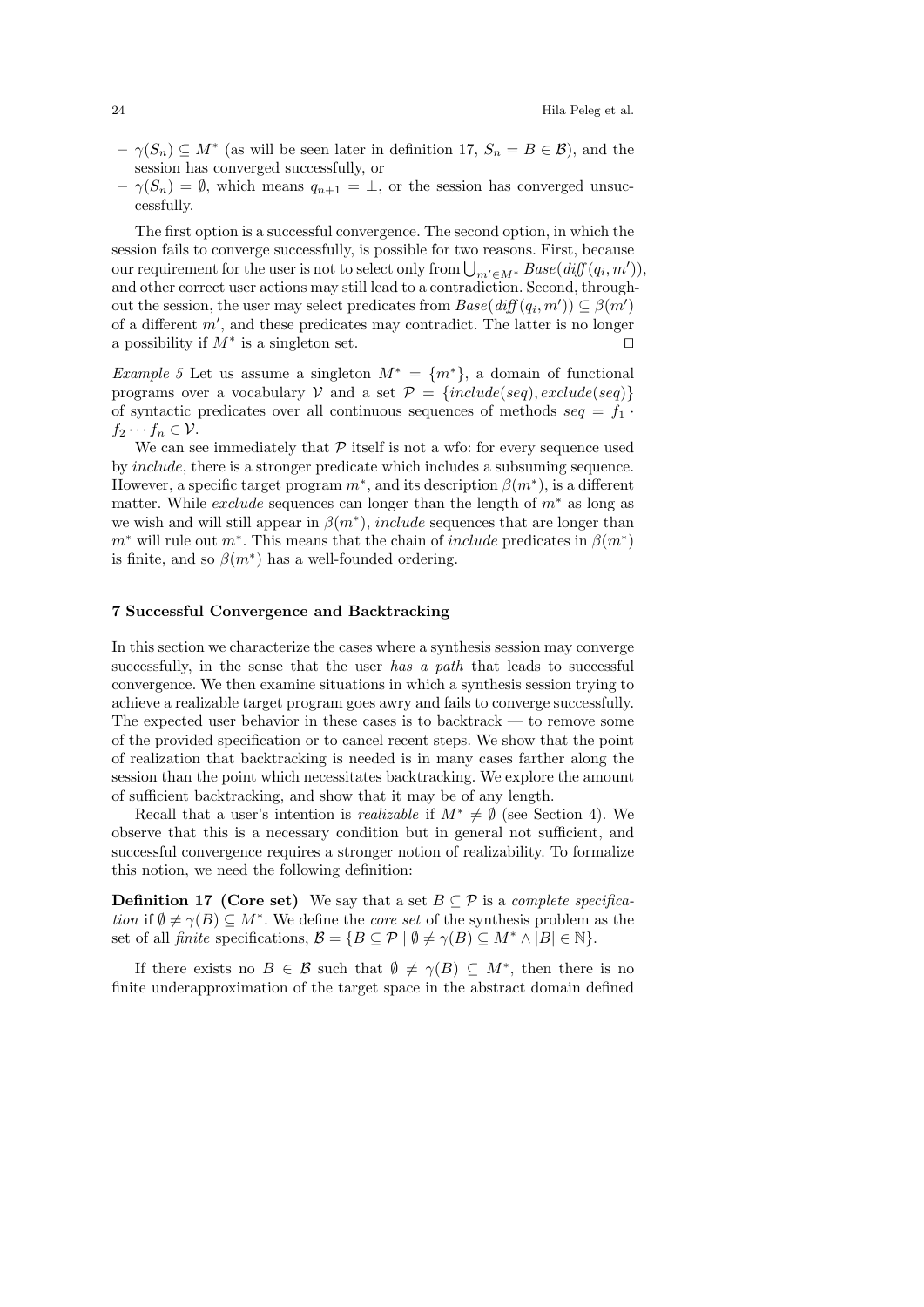– $\gamma(S_n) \subseteq M^*$ (as will be seen later in definition 17, $S_n = B \in \mathcal{B}$), and the session has converged successfully, or
– $\gamma(S_n) = \emptyset$, which means $q_{n+1} = \bot$, or the session has converged unsuccessfully.

The first option is a successful convergence. The second option, in which the session fails to converge successfully, is possible for two reasons. First, because our requirement for the user is not to select only from $\bigcup_{m' \in M^*} Base(diff(q_i, m'))$, and other correct user actions may still lead to a contradiction. Second, throughout the session, the user may select predicates from $Base(diff(q_i, m')) \subseteq \beta(m')$ of a different $m'$, and these predicates may contradict. The latter is no longer a possibility if $M^*$ is a singleton set. $\square$

*Example 5* Let us assume a singleton $M^* = \{m^*\}$, a domain of functional programs over a vocabulary $\mathcal{V}$ and a set $\mathcal{P} = \{include(seq), exclude(seq)\}$ of syntactic predicates over all continuous sequences of methods $seq = f_1 \cdot f_2 \cdots f_n \in \mathcal{V}$.

We can see immediately that $\mathcal{P}$ itself is not a wfo: for every sequence used by *include*, there is a stronger predicate which includes a subsuming sequence. However, a specific target program $m^*$, and its description $\beta(m^*)$, is a different matter. While *exclude* sequences can longer than the length of $m^*$ as long as we wish and will still appear in $\beta(m^*)$, *include* sequences that are longer than $m^*$ will rule out $m^*$. This means that the chain of *include* predicates in $\beta(m^*)$ is finite, and so $\beta(m^*)$ has a well-founded ordering.

## 7 Successful Convergence and Backtracking

In this section we characterize the cases where a synthesis session may converge successfully, in the sense that the user *has a path* that leads to successful convergence. We then examine situations in which a synthesis session trying to achieve a realizable target program goes awry and fails to converge successfully. The expected user behavior in these cases is to backtrack — to remove some of the provided specification or to cancel recent steps. We show that the point of realization that backtracking is needed is in many cases farther along the session than the point which necessitates backtracking. We explore the amount of sufficient backtracking, and show that it may be of any length.

Recall that a user's intention is *realizable* if $M^* \neq \emptyset$ (see Section 4). We observe that this is a necessary condition but in general not sufficient, and successful convergence requires a stronger notion of realizability. To formalize this notion, we need the following definition:

**Definition 17 (Core set)** We say that a set $B \subseteq \mathcal{P}$ is a *complete specification* if $\emptyset \neq \gamma(B) \subseteq M^*$. We define the *core set* of the synthesis problem as the set of all *finite* specifications, $\mathcal{B} = \{B \subseteq \mathcal{P} \mid \emptyset \neq \gamma(B) \subseteq M^* \wedge |B| \in \mathbb{N}\}$.

If there exists no $B \in \mathcal{B}$ such that $\emptyset \neq \gamma(B) \subseteq M^*$, then there is no finite underapproximation of the target space in the abstract domain defined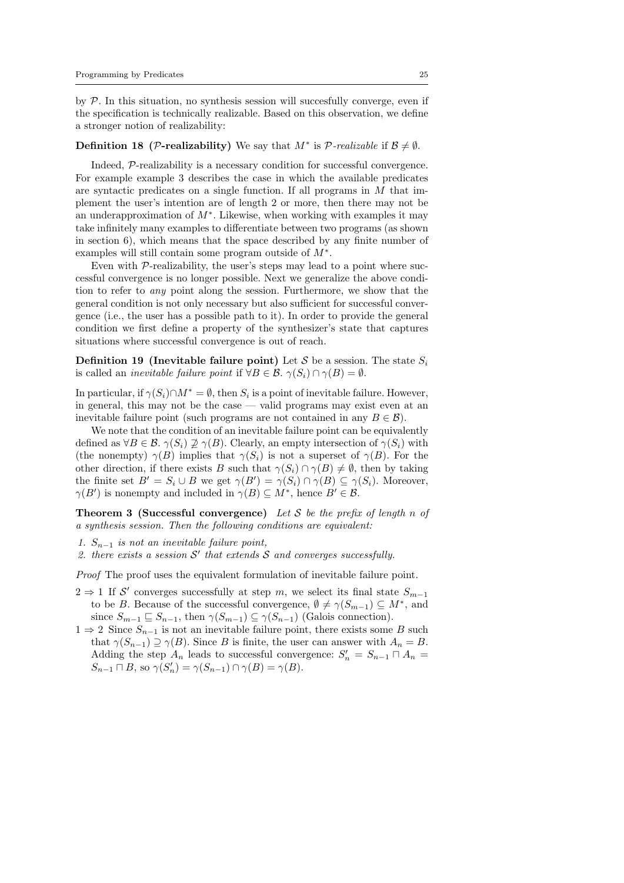by $\mathcal{P}$. In this situation, no synthesis session will succesfully converge, even if the specification is technically realizable. Based on this observation, we define a stronger notion of realizability:

**Definition 18 ($\mathcal{P}$-realizability)** We say that $M^*$ is *$\mathcal{P}$-realizable* if $\mathcal{B} \neq \emptyset$.

Indeed, $\mathcal{P}$-realizability is a necessary condition for successful convergence. For example example 3 describes the case in which the available predicates are syntactic predicates on a single function. If all programs in $M$ that implement the user's intention are of length 2 or more, then there may not be an underapproximation of $M^*$. Likewise, when working with examples it may take infinitely many examples to differentiate between two programs (as shown in section 6), which means that the space described by any finite number of examples will still contain some program outside of $M^*$.

Even with $\mathcal{P}$-realizability, the user's steps may lead to a point where successful convergence is no longer possible. Next we generalize the above condition to refer to *any* point along the session. Furthermore, we show that the general condition is not only necessary but also sufficient for successful convergence (i.e., the user has a possible path to it). In order to provide the general condition we first define a property of the synthesizer's state that captures situations where successful convergence is out of reach.

**Definition 19 (Inevitable failure point)** Let $\mathcal{S}$ be a session. The state $S_i$ is called an *inevitable failure point* if $\forall B \in \mathcal{B}.\ \gamma(S_i) \cap \gamma(B) = \emptyset$.

In particular, if $\gamma(S_i) \cap M^* = \emptyset$, then $S_i$ is a point of inevitable failure. However, in general, this may not be the case — valid programs may exist even at an inevitable failure point (such programs are not contained in any $B \in \mathcal{B}$).

We note that the condition of an inevitable failure point can be equivalently defined as $\forall B \in \mathcal{B}.\ \gamma(S_i) \not\supseteq \gamma(B)$. Clearly, an empty intersection of $\gamma(S_i)$ with (the nonempty) $\gamma(B)$ implies that $\gamma(S_i)$ is not a superset of $\gamma(B)$. For the other direction, if there exists $B$ such that $\gamma(S_i) \cap \gamma(B) \neq \emptyset$, then by taking the finite set $B' = S_i \cup B$ we get $\gamma(B') = \gamma(S_i) \cap \gamma(B) \subseteq \gamma(S_i)$. Moreover, $\gamma(B')$ is nonempty and included in $\gamma(B) \subseteq M^*$, hence $B' \in \mathcal{B}$.

**Theorem 3 (Successful convergence)** *Let $\mathcal{S}$ be the prefix of length $n$ of a synthesis session. Then the following conditions are equivalent:*

1. *$S_{n-1}$ is not an inevitable failure point,*
2. *there exists a session $\mathcal{S}'$ that extends $\mathcal{S}$ and converges successfully.*

*Proof* The proof uses the equivalent formulation of inevitable failure point.

- $2 \Rightarrow 1$ If $\mathcal{S}'$ converges successfully at step $m$, we select its final state $S_{m-1}$ to be $B$. Because of the successful convergence, $\emptyset \neq \gamma(S_{m-1}) \subseteq M^*$, and since $S_{m-1} \sqsubseteq S_{n-1}$, then $\gamma(S_{m-1}) \subseteq \gamma(S_{n-1})$ (Galois connection).
- $1 \Rightarrow 2$ Since $S_{n-1}$ is not an inevitable failure point, there exists some $B$ such that $\gamma(S_{n-1}) \supseteq \gamma(B)$. Since $B$ is finite, the user can answer with $A_n = B$. Adding the step $A_n$ leads to successful convergence: $S'_n = S_{n-1} \sqcap A_n = S_{n-1} \sqcap B$, so $\gamma(S'_n) = \gamma(S_{n-1}) \cap \gamma(B) = \gamma(B)$.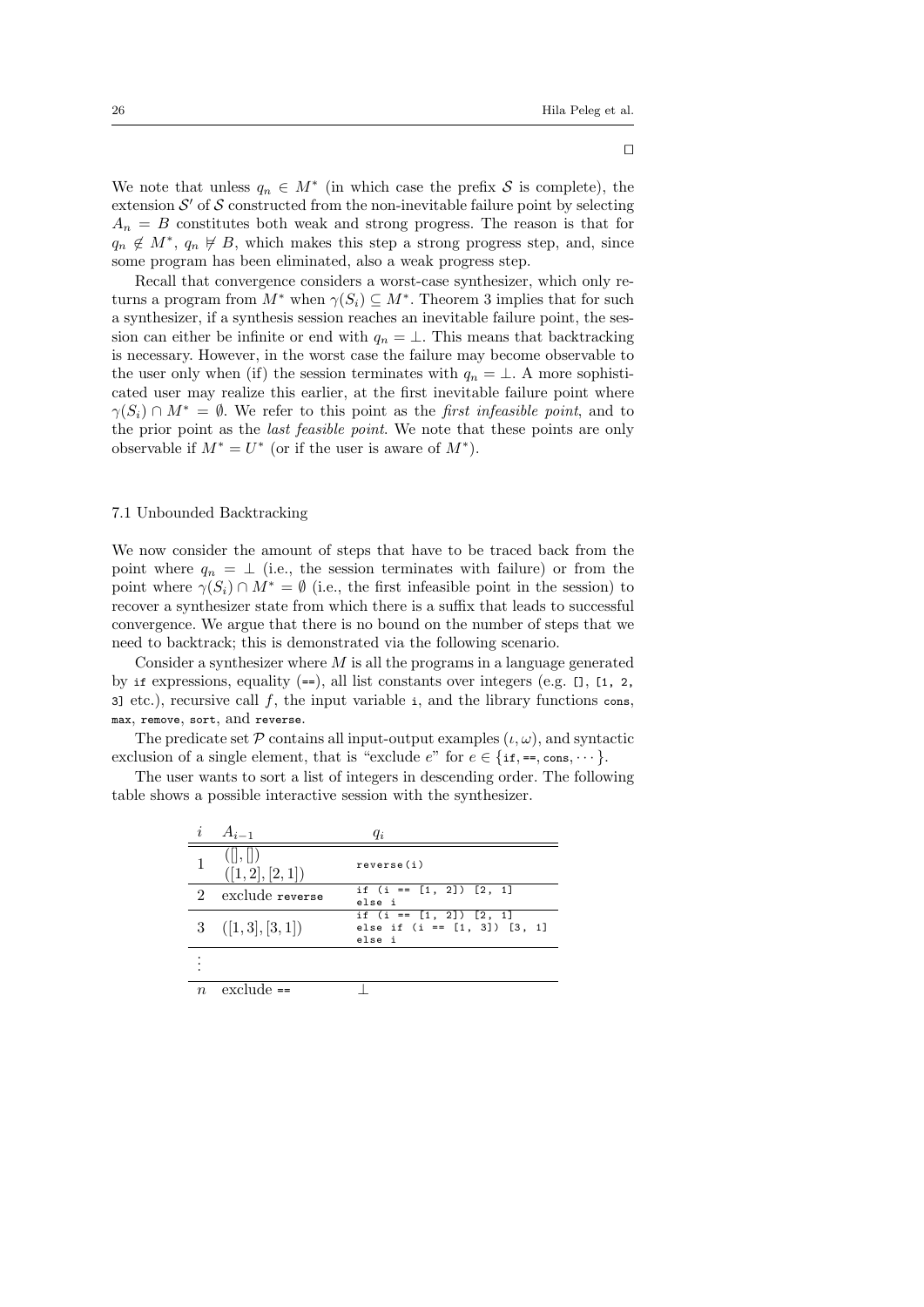□

We note that unless $q_n \in M^*$ (in which case the prefix $\mathcal{S}$ is complete), the extension $\mathcal{S}'$ of $\mathcal{S}$ constructed from the non-inevitable failure point by selecting $A_n = B$ constitutes both weak and strong progress. The reason is that for $q_n \notin M^*$, $q_n \not\vDash B$, which makes this step a strong progress step, and, since some program has been eliminated, also a weak progress step.

Recall that convergence considers a worst-case synthesizer, which only returns a program from $M^*$ when $\gamma(S_i) \subseteq M^*$. Theorem 3 implies that for such a synthesizer, if a synthesis session reaches an inevitable failure point, the session can either be infinite or end with $q_n = \bot$. This means that backtracking is necessary. However, in the worst case the failure may become observable to the user only when (if) the session terminates with $q_n = \bot$. A more sophisticated user may realize this earlier, at the first inevitable failure point where $\gamma(S_i) \cap M^* = \emptyset$. We refer to this point as the *first infeasible point*, and to the prior point as the *last feasible point*. We note that these points are only observable if $M^* = U^*$ (or if the user is aware of $M^*$).

### 7.1 Unbounded Backtracking

We now consider the amount of steps that have to be traced back from the point where $q_n = \bot$ (i.e., the session terminates with failure) or from the point where $\gamma(S_i) \cap M^* = \emptyset$ (i.e., the first infeasible point in the session) to recover a synthesizer state from which there is a suffix that leads to successful convergence. We argue that there is no bound on the number of steps that we need to backtrack; this is demonstrated via the following scenario.

Consider a synthesizer where $M$ is all the programs in a language generated by `if` expressions, equality (`==`), all list constants over integers (e.g. `[]`, `[1, 2, 3]` etc.), recursive call $f$, the input variable `i`, and the library functions `cons`, `max`, `remove`, `sort`, and `reverse`.

The predicate set $\mathcal{P}$ contains all input-output examples $(\iota, \omega)$, and syntactic exclusion of a single element, that is "exclude $e$" for $e \in \{$`if`, `==`, `cons`, $\cdots\}$.

The user wants to sort a list of integers in descending order. The following table shows a possible interactive session with the synthesizer.

| $i$ | $A_{i-1}$ | $q_i$ |
|---|---|---|
| 1 | $([], [])$ <br> $([1, 2], [2, 1])$ | `reverse(i)` |
| 2 | exclude `reverse` | `if (i == [1, 2]) [2, 1] else i` |
| 3 | $([1, 3], [3, 1])$ | `if (i == [1, 2]) [2, 1] else if (i == [1, 3]) [3, 1] else i` |
| $\vdots$ | | |
| $n$ | exclude `==` | $\bot$ |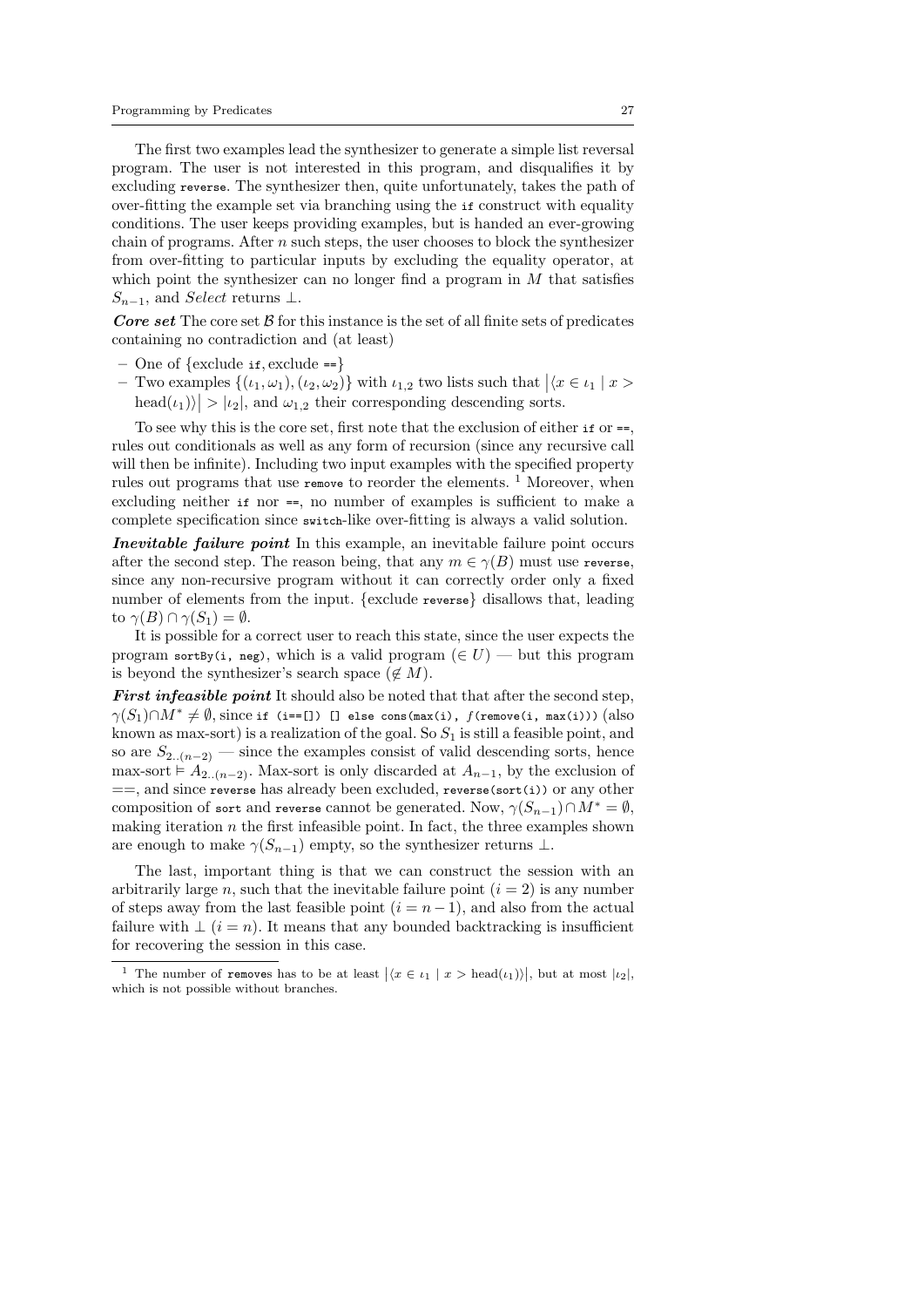The first two examples lead the synthesizer to generate a simple list reversal program. The user is not interested in this program, and disqualifies it by excluding `reverse`. The synthesizer then, quite unfortunately, takes the path of over-fitting the example set via branching using the `if` construct with equality conditions. The user keeps providing examples, but is handed an ever-growing chain of programs. After $n$ such steps, the user chooses to block the synthesizer from over-fitting to particular inputs by excluding the equality operator, at which point the synthesizer can no longer find a program in $M$ that satisfies $S_{n-1}$, and *Select* returns $\bot$.

***Core set*** The core set $\mathcal{B}$ for this instance is the set of all finite sets of predicates containing no contradiction and (at least)

- One of {exclude `if`, exclude `==`}
- Two examples $\{(\iota_1, \omega_1), (\iota_2, \omega_2)\}$ with $\iota_{1,2}$ two lists such that $\left|\langle x \in \iota_1 \mid x > \text{head}(\iota_1)\rangle\right| > |\iota_2|$, and $\omega_{1,2}$ their corresponding descending sorts.

To see why this is the core set, first note that the exclusion of either `if` or `==`, rules out conditionals as well as any form of recursion (since any recursive call will then be infinite). Including two input examples with the specified property rules out programs that use `remove` to reorder the elements. [1] Moreover, when excluding neither `if` nor `==`, no number of examples is sufficient to make a complete specification since `switch`-like over-fitting is always a valid solution.

***Inevitable failure point*** In this example, an inevitable failure point occurs after the second step. The reason being, that any $m \in \gamma(B)$ must use `reverse`, since any non-recursive program without it can correctly order only a fixed number of elements from the input. {exclude `reverse`} disallows that, leading to $\gamma(B) \cap \gamma(S_1) = \emptyset$.

It is possible for a correct user to reach this state, since the user expects the program `sortBy(i, neg)`, which is a valid program ($\in U$) — but this program is beyond the synthesizer's search space ($\notin M$).

***First infeasible point*** It should also be noted that that after the second step, $\gamma(S_1) \cap M^* \neq \emptyset$, since `if (i==[]) [] else cons(max(i),` $f$`(remove(i, max(i)))` (also known as max-sort) is a realization of the goal. So $S_1$ is still a feasible point, and so are $S_{2..(n-2)}$ — since the examples consist of valid descending sorts, hence max-sort $\vDash A_{2..(n-2)}$. Max-sort is only discarded at $A_{n-1}$, by the exclusion of $==$, and since `reverse` has already been excluded, `reverse(sort(i))` or any other composition of `sort` and `reverse` cannot be generated. Now, $\gamma(S_{n-1}) \cap M^* = \emptyset$, making iteration $n$ the first infeasible point. In fact, the three examples shown are enough to make $\gamma(S_{n-1})$ empty, so the synthesizer returns $\bot$.

The last, important thing is that we can construct the session with an arbitrarily large $n$, such that the inevitable failure point ($i = 2$) is any number of steps away from the last feasible point ($i = n-1$), and also from the actual failure with $\bot$ ($i = n$). It means that any bounded backtracking is insufficient for recovering the session in this case.

---

[1] The number of `remove`s has to be at least $\left|\langle x \in \iota_1 \mid x > \text{head}(\iota_1)\rangle\right|$, but at most $|\iota_2|$, which is not possible without branches.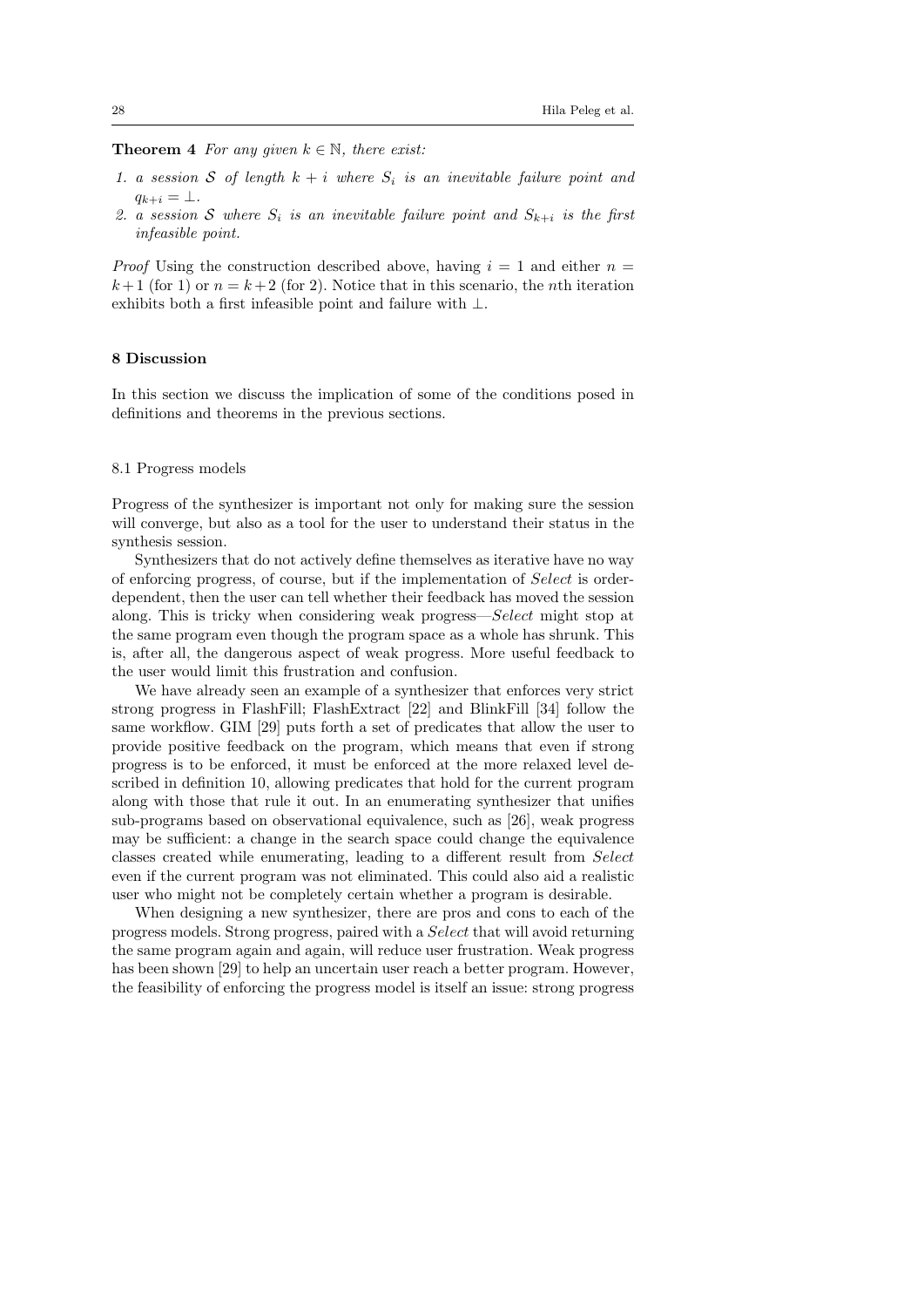**Theorem 4** *For any given $k \in \mathbb{N}$, there exist:*

1. *a session $\mathcal{S}$ of length $k + i$ where $S_i$ is an inevitable failure point and $q_{k+i} = \bot$.*
2. *a session $\mathcal{S}$ where $S_i$ is an inevitable failure point and $S_{k+i}$ is the first infeasible point.*

*Proof* Using the construction described above, having $i = 1$ and either $n = k+1$ (for 1) or $n = k+2$ (for 2). Notice that in this scenario, the $n$th iteration exhibits both a first infeasible point and failure with $\bot$.

## 8 Discussion

In this section we discuss the implication of some of the conditions posed in definitions and theorems in the previous sections.

### 8.1 Progress models

Progress of the synthesizer is important not only for making sure the session will converge, but also as a tool for the user to understand their status in the synthesis session.

Synthesizers that do not actively define themselves as iterative have no way of enforcing progress, of course, but if the implementation of *Select* is order-dependent, then the user can tell whether their feedback has moved the session along. This is tricky when considering weak progress—*Select* might stop at the same program even though the program space as a whole has shrunk. This is, after all, the dangerous aspect of weak progress. More useful feedback to the user would limit this frustration and confusion.

We have already seen an example of a synthesizer that enforces very strict strong progress in FlashFill; FlashExtract [22] and BlinkFill [34] follow the same workflow. GIM [29] puts forth a set of predicates that allow the user to provide positive feedback on the program, which means that even if strong progress is to be enforced, it must be enforced at the more relaxed level described in definition 10, allowing predicates that hold for the current program along with those that rule it out. In an enumerating synthesizer that unifies sub-programs based on observational equivalence, such as [26], weak progress may be sufficient: a change in the search space could change the equivalence classes created while enumerating, leading to a different result from *Select* even if the current program was not eliminated. This could also aid a realistic user who might not be completely certain whether a program is desirable.

When designing a new synthesizer, there are pros and cons to each of the progress models. Strong progress, paired with a *Select* that will avoid returning the same program again and again, will reduce user frustration. Weak progress has been shown [29] to help an uncertain user reach a better program. However, the feasibility of enforcing the progress model is itself an issue: strong progress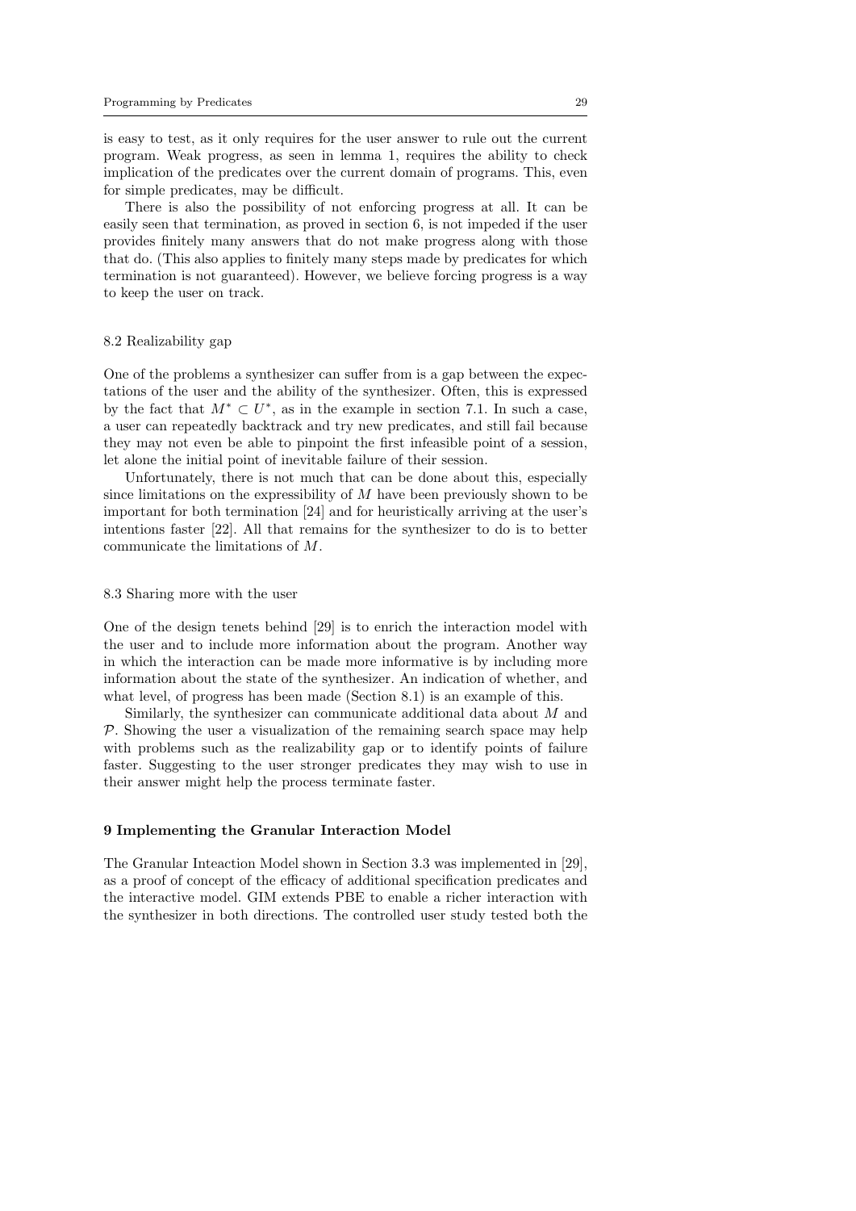is easy to test, as it only requires for the user answer to rule out the current program. Weak progress, as seen in lemma 1, requires the ability to check implication of the predicates over the current domain of programs. This, even for simple predicates, may be difficult.

There is also the possibility of not enforcing progress at all. It can be easily seen that termination, as proved in section 6, is not impeded if the user provides finitely many answers that do not make progress along with those that do. (This also applies to finitely many steps made by predicates for which termination is not guaranteed). However, we believe forcing progress is a way to keep the user on track.

### 8.2 Realizability gap

One of the problems a synthesizer can suffer from is a gap between the expectations of the user and the ability of the synthesizer. Often, this is expressed by the fact that $M^* \subset U^*$, as in the example in section 7.1. In such a case, a user can repeatedly backtrack and try new predicates, and still fail because they may not even be able to pinpoint the first infeasible point of a session, let alone the initial point of inevitable failure of their session.

Unfortunately, there is not much that can be done about this, especially since limitations on the expressibility of $M$ have been previously shown to be important for both termination [24] and for heuristically arriving at the user's intentions faster [22]. All that remains for the synthesizer to do is to better communicate the limitations of $M$.

### 8.3 Sharing more with the user

One of the design tenets behind [29] is to enrich the interaction model with the user and to include more information about the program. Another way in which the interaction can be made more informative is by including more information about the state of the synthesizer. An indication of whether, and what level, of progress has been made (Section 8.1) is an example of this.

Similarly, the synthesizer can communicate additional data about $M$ and $\mathcal{P}$. Showing the user a visualization of the remaining search space may help with problems such as the realizability gap or to identify points of failure faster. Suggesting to the user stronger predicates they may wish to use in their answer might help the process terminate faster.

## 9 Implementing the Granular Interaction Model

The Granular Inteaction Model shown in Section 3.3 was implemented in [29], as a proof of concept of the efficacy of additional specification predicates and the interactive model. GIM extends PBE to enable a richer interaction with the synthesizer in both directions. The controlled user study tested both the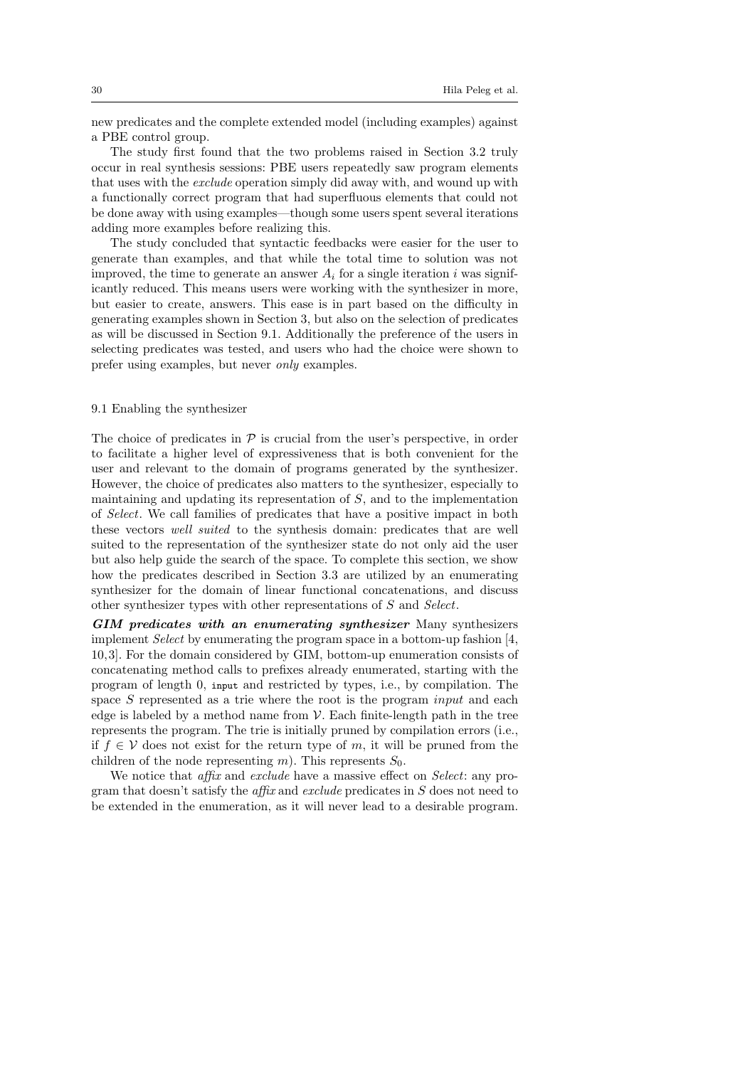new predicates and the complete extended model (including examples) against a PBE control group.

The study first found that the two problems raised in Section 3.2 truly occur in real synthesis sessions: PBE users repeatedly saw program elements that uses with the *exclude* operation simply did away with, and wound up with a functionally correct program that had superfluous elements that could not be done away with using examples—though some users spent several iterations adding more examples before realizing this.

The study concluded that syntactic feedbacks were easier for the user to generate than examples, and that while the total time to solution was not improved, the time to generate an answer $A_i$ for a single iteration $i$ was significantly reduced. This means users were working with the synthesizer in more, but easier to create, answers. This ease is in part based on the difficulty in generating examples shown in Section 3, but also on the selection of predicates as will be discussed in Section 9.1. Additionally the preference of the users in selecting predicates was tested, and users who had the choice were shown to prefer using examples, but never *only* examples.

### 9.1 Enabling the synthesizer

The choice of predicates in $\mathcal{P}$ is crucial from the user's perspective, in order to facilitate a higher level of expressiveness that is both convenient for the user and relevant to the domain of programs generated by the synthesizer. However, the choice of predicates also matters to the synthesizer, especially to maintaining and updating its representation of $S$, and to the implementation of *Select*. We call families of predicates that have a positive impact in both these vectors *well suited* to the synthesis domain: predicates that are well suited to the representation of the synthesizer state do not only aid the user but also help guide the search of the space. To complete this section, we show how the predicates described in Section 3.3 are utilized by an enumerating synthesizer for the domain of linear functional concatenations, and discuss other synthesizer types with other representations of $S$ and *Select*.

***GIM predicates with an enumerating synthesizer*** Many synthesizers implement *Select* by enumerating the program space in a bottom-up fashion [4, 10,3]. For the domain considered by GIM, bottom-up enumeration consists of concatenating method calls to prefixes already enumerated, starting with the program of length 0, `input` and restricted by types, i.e., by compilation. The space $S$ represented as a trie where the root is the program *input* and each edge is labeled by a method name from $\mathcal{V}$. Each finite-length path in the tree represents the program. The trie is initially pruned by compilation errors (i.e., if $f \in \mathcal{V}$ does not exist for the return type of $m$, it will be pruned from the children of the node representing $m$). This represents $S_0$.

We notice that *affix* and *exclude* have a massive effect on *Select*: any program that doesn't satisfy the *affix* and *exclude* predicates in $S$ does not need to be extended in the enumeration, as it will never lead to a desirable program.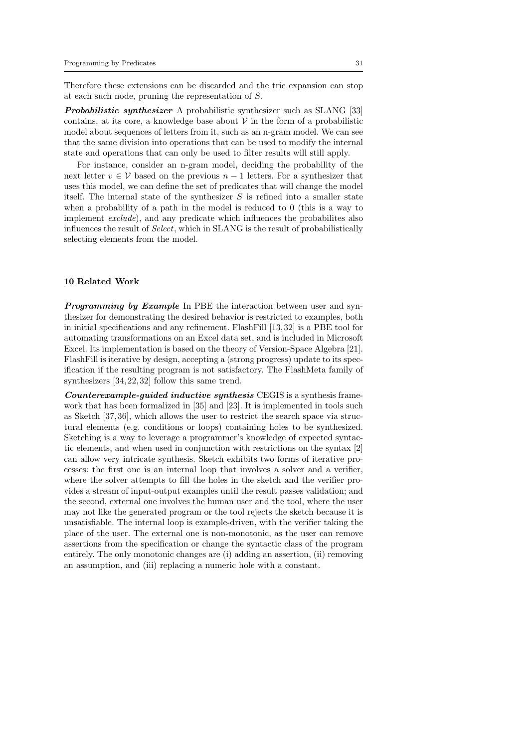Therefore these extensions can be discarded and the trie expansion can stop at each such node, pruning the representation of $S$.

***Probabilistic synthesizer*** A probabilistic synthesizer such as SLANG [33] contains, at its core, a knowledge base about $\mathcal{V}$ in the form of a probabilistic model about sequences of letters from it, such as an n-gram model. We can see that the same division into operations that can be used to modify the internal state and operations that can only be used to filter results will still apply.

For instance, consider an n-gram model, deciding the probability of the next letter $v \in \mathcal{V}$ based on the previous $n-1$ letters. For a synthesizer that uses this model, we can define the set of predicates that will change the model itself. The internal state of the synthesizer $S$ is refined into a smaller state when a probability of a path in the model is reduced to 0 (this is a way to implement *exclude*), and any predicate which influences the probabilites also influences the result of *Select*, which in SLANG is the result of probabilistically selecting elements from the model.

## 10 Related Work

***Programming by Example*** In PBE the interaction between user and synthesizer for demonstrating the desired behavior is restricted to examples, both in initial specifications and any refinement. FlashFill [13,32] is a PBE tool for automating transformations on an Excel data set, and is included in Microsoft Excel. Its implementation is based on the theory of Version-Space Algebra [21]. FlashFill is iterative by design, accepting a (strong progress) update to its specification if the resulting program is not satisfactory. The FlashMeta family of synthesizers [34,22,32] follow this same trend.

***Counterexample-guided inductive synthesis*** CEGIS is a synthesis framework that has been formalized in [35] and [23]. It is implemented in tools such as Sketch [37,36], which allows the user to restrict the search space via structural elements (e.g. conditions or loops) containing holes to be synthesized. Sketching is a way to leverage a programmer's knowledge of expected syntactic elements, and when used in conjunction with restrictions on the syntax [2] can allow very intricate synthesis. Sketch exhibits two forms of iterative processes: the first one is an internal loop that involves a solver and a verifier, where the solver attempts to fill the holes in the sketch and the verifier provides a stream of input-output examples until the result passes validation; and the second, external one involves the human user and the tool, where the user may not like the generated program or the tool rejects the sketch because it is unsatisfiable. The internal loop is example-driven, with the verifier taking the place of the user. The external one is non-monotonic, as the user can remove assertions from the specification or change the syntactic class of the program entirely. The only monotonic changes are (i) adding an assertion, (ii) removing an assumption, and (iii) replacing a numeric hole with a constant.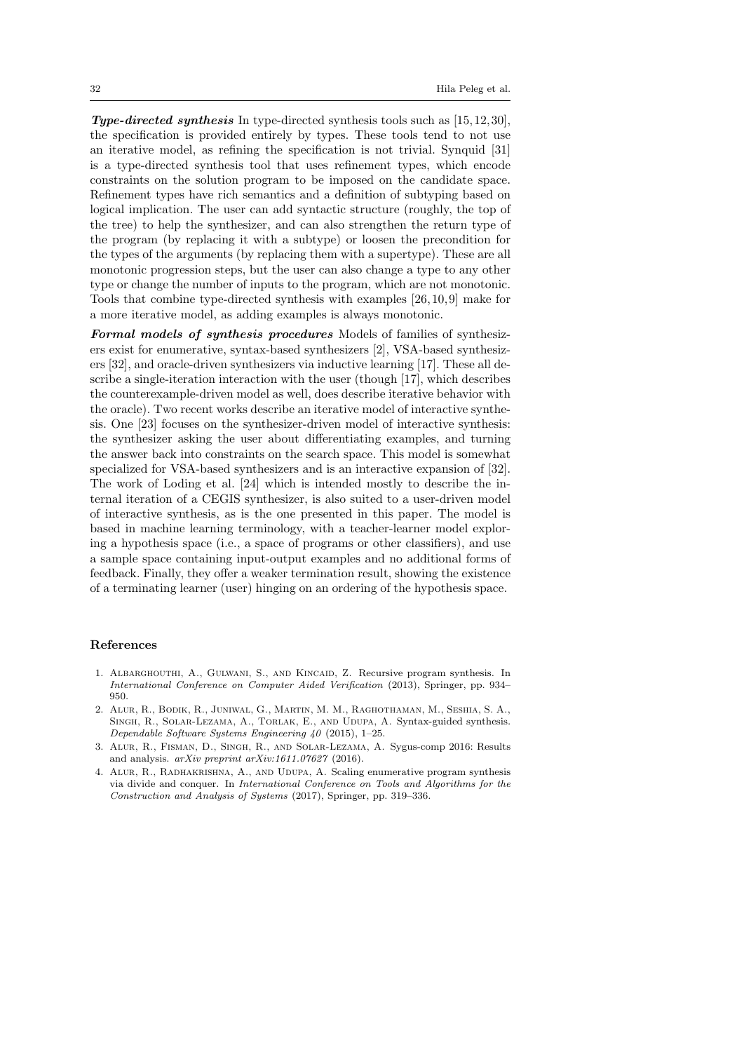***Type-directed synthesis*** In type-directed synthesis tools such as [15,12,30], the specification is provided entirely by types. These tools tend to not use an iterative model, as refining the specification is not trivial. Synquid [31] is a type-directed synthesis tool that uses refinement types, which encode constraints on the solution program to be imposed on the candidate space. Refinement types have rich semantics and a definition of subtyping based on logical implication. The user can add syntactic structure (roughly, the top of the tree) to help the synthesizer, and can also strengthen the return type of the program (by replacing it with a subtype) or loosen the precondition for the types of the arguments (by replacing them with a supertype). These are all monotonic progression steps, but the user can also change a type to any other type or change the number of inputs to the program, which are not monotonic. Tools that combine type-directed synthesis with examples [26,10,9] make for a more iterative model, as adding examples is always monotonic.

***Formal models of synthesis procedures*** Models of families of synthesizers exist for enumerative, syntax-based synthesizers [2], VSA-based synthesizers [32], and oracle-driven synthesizers via inductive learning [17]. These all describe a single-iteration interaction with the user (though [17], which describes the counterexample-driven model as well, does describe iterative behavior with the oracle). Two recent works describe an iterative model of interactive synthesis. One [23] focuses on the synthesizer-driven model of interactive synthesis: the synthesizer asking the user about differentiating examples, and turning the answer back into constraints on the search space. This model is somewhat specialized for VSA-based synthesizers and is an interactive expansion of [32]. The work of Loding et al. [24] which is intended mostly to describe the internal iteration of a CEGIS synthesizer, is also suited to a user-driven model of interactive synthesis, as is the one presented in this paper. The model is based in machine learning terminology, with a teacher-learner model exploring a hypothesis space (i.e., a space of programs or other classifiers), and use a sample space containing input-output examples and no additional forms of feedback. Finally, they offer a weaker termination result, showing the existence of a terminating learner (user) hinging on an ordering of the hypothesis space.

## References

1. Albarghouthi, A., Gulwani, S., and Kincaid, Z. Recursive program synthesis. In *International Conference on Computer Aided Verification* (2013), Springer, pp. 934–950.
2. Alur, R., Bodik, R., Juniwal, G., Martin, M. M., Raghothaman, M., Seshia, S. A., Singh, R., Solar-Lezama, A., Torlak, E., and Udupa, A. Syntax-guided synthesis. *Dependable Software Systems Engineering 40* (2015), 1–25.
3. Alur, R., Fisman, D., Singh, R., and Solar-Lezama, A. Sygus-comp 2016: Results and analysis. *arXiv preprint arXiv:1611.07627* (2016).
4. Alur, R., Radhakrishna, A., and Udupa, A. Scaling enumerative program synthesis via divide and conquer. In *International Conference on Tools and Algorithms for the Construction and Analysis of Systems* (2017), Springer, pp. 319–336.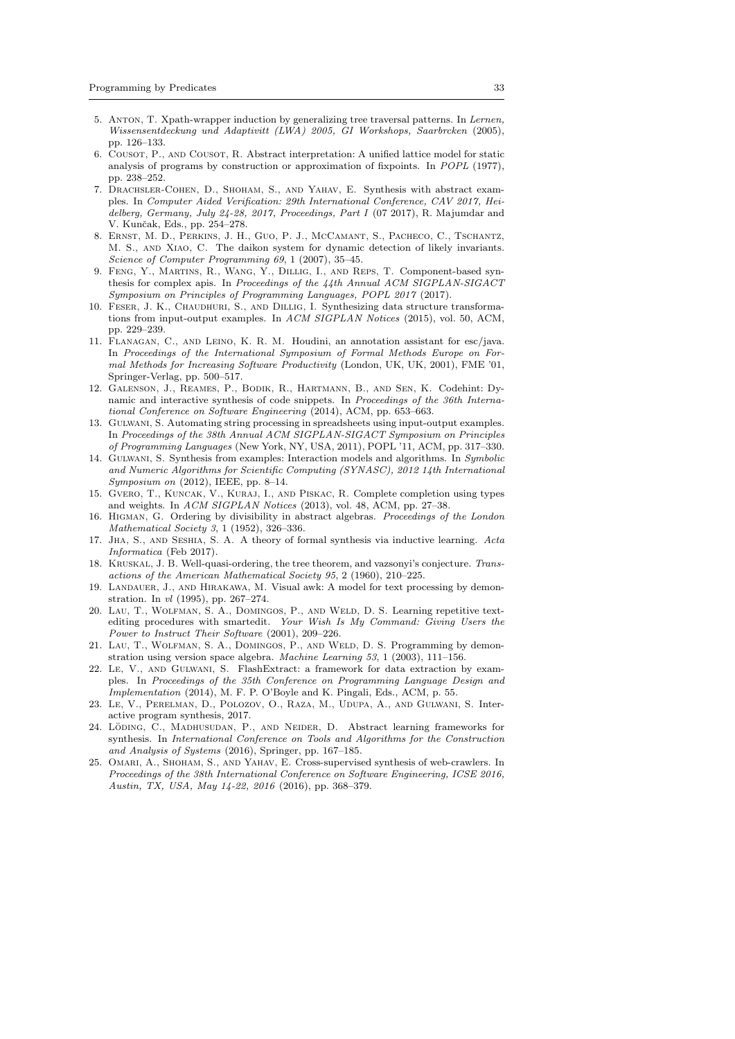5. Anton, T. Xpath-wrapper induction by generalizing tree traversal patterns. In *Lernen, Wissensentdeckung und Adaptivitt (LWA) 2005, GI Workshops, Saarbrcken* (2005), pp. 126–133.
6. Cousot, P., and Cousot, R. Abstract interpretation: A unified lattice model for static analysis of programs by construction or approximation of fixpoints. In *POPL* (1977), pp. 238–252.
7. Drachsler-Cohen, D., Shoham, S., and Yahav, E. Synthesis with abstract examples. In *Computer Aided Verification: 29th International Conference, CAV 2017, Heidelberg, Germany, July 24-28, 2017, Proceedings, Part I* (07 2017), R. Majumdar and V. Kunčak, Eds., pp. 254–278.
8. Ernst, M. D., Perkins, J. H., Guo, P. J., McCamant, S., Pacheco, C., Tschantz, M. S., and Xiao, C. The daikon system for dynamic detection of likely invariants. *Science of Computer Programming 69*, 1 (2007), 35–45.
9. Feng, Y., Martins, R., Wang, Y., Dillig, I., and Reps, T. Component-based synthesis for complex apis. In *Proceedings of the 44th Annual ACM SIGPLAN-SIGACT Symposium on Principles of Programming Languages, POPL 2017* (2017).
10. Feser, J. K., Chaudhuri, S., and Dillig, I. Synthesizing data structure transformations from input-output examples. In *ACM SIGPLAN Notices* (2015), vol. 50, ACM, pp. 229–239.
11. Flanagan, C., and Leino, K. R. M. Houdini, an annotation assistant for esc/java. In *Proceedings of the International Symposium of Formal Methods Europe on Formal Methods for Increasing Software Productivity* (London, UK, UK, 2001), FME '01, Springer-Verlag, pp. 500–517.
12. Galenson, J., Reames, P., Bodik, R., Hartmann, B., and Sen, K. Codehint: Dynamic and interactive synthesis of code snippets. In *Proceedings of the 36th International Conference on Software Engineering* (2014), ACM, pp. 653–663.
13. Gulwani, S. Automating string processing in spreadsheets using input-output examples. In *Proceedings of the 38th Annual ACM SIGPLAN-SIGACT Symposium on Principles of Programming Languages* (New York, NY, USA, 2011), POPL '11, ACM, pp. 317–330.
14. Gulwani, S. Synthesis from examples: Interaction models and algorithms. In *Symbolic and Numeric Algorithms for Scientific Computing (SYNASC), 2012 14th International Symposium on* (2012), IEEE, pp. 8–14.
15. Gvero, T., Kuncak, V., Kuraj, I., and Piskac, R. Complete completion using types and weights. In *ACM SIGPLAN Notices* (2013), vol. 48, ACM, pp. 27–38.
16. Higman, G. Ordering by divisibility in abstract algebras. *Proceedings of the London Mathematical Society 3*, 1 (1952), 326–336.
17. Jha, S., and Seshia, S. A. A theory of formal synthesis via inductive learning. *Acta Informatica* (Feb 2017).
18. Kruskal, J. B. Well-quasi-ordering, the tree theorem, and vazsonyi's conjecture. *Transactions of the American Mathematical Society 95*, 2 (1960), 210–225.
19. Landauer, J., and Hirakawa, M. Visual awk: A model for text processing by demonstration. In *vl* (1995), pp. 267–274.
20. Lau, T., Wolfman, S. A., Domingos, P., and Weld, D. S. Learning repetitive text-editing procedures with smartedit. *Your Wish Is My Command: Giving Users the Power to Instruct Their Software* (2001), 209–226.
21. Lau, T., Wolfman, S. A., Domingos, P., and Weld, D. S. Programming by demonstration using version space algebra. *Machine Learning 53*, 1 (2003), 111–156.
22. Le, V., and Gulwani, S. FlashExtract: a framework for data extraction by examples. In *Proceedings of the 35th Conference on Programming Language Design and Implementation* (2014), M. F. P. O'Boyle and K. Pingali, Eds., ACM, p. 55.
23. Le, V., Perelman, D., Polozov, O., Raza, M., Udupa, A., and Gulwani, S. Interactive program synthesis, 2017.
24. Löding, C., Madhusudan, P., and Neider, D. Abstract learning frameworks for synthesis. In *International Conference on Tools and Algorithms for the Construction and Analysis of Systems* (2016), Springer, pp. 167–185.
25. Omari, A., Shoham, S., and Yahav, E. Cross-supervised synthesis of web-crawlers. In *Proceedings of the 38th International Conference on Software Engineering, ICSE 2016, Austin, TX, USA, May 14-22, 2016* (2016), pp. 368–379.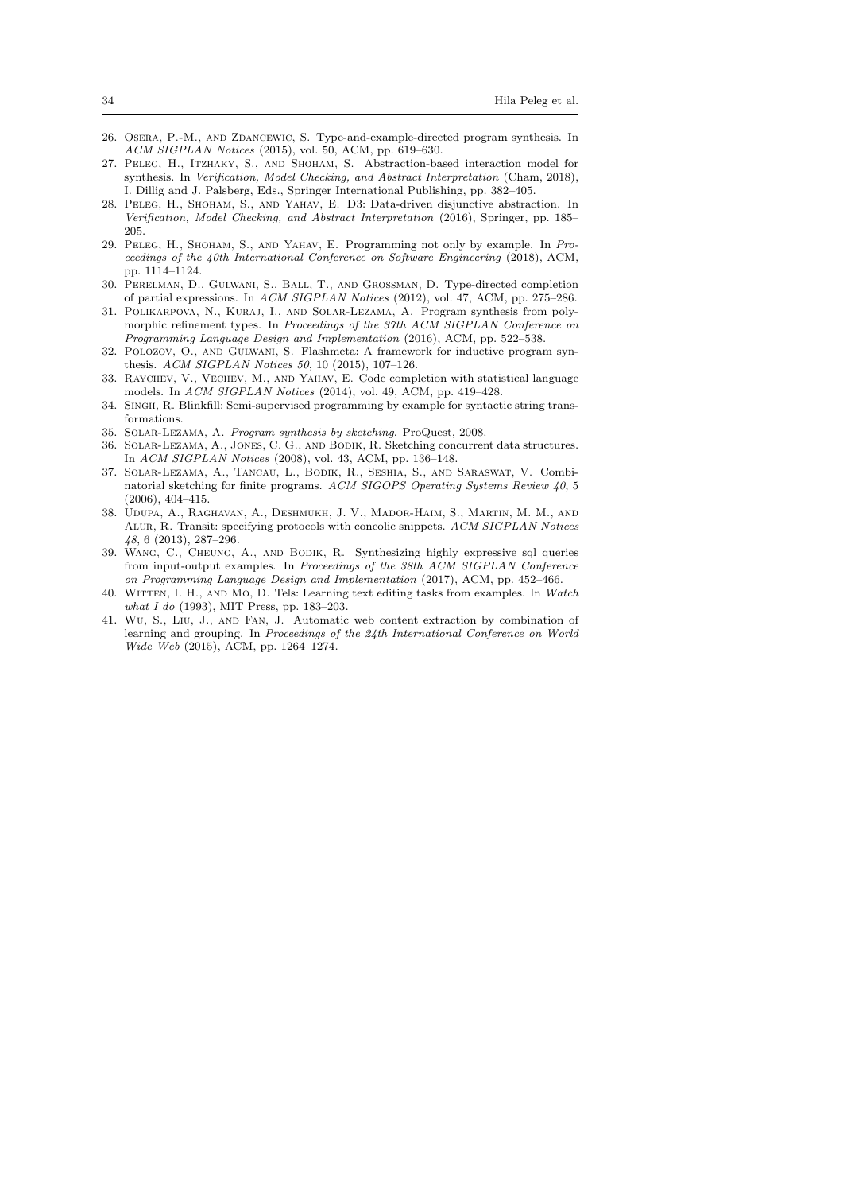26. Osera, P.-M., and Zdancewic, S. Type-and-example-directed program synthesis. In *ACM SIGPLAN Notices* (2015), vol. 50, ACM, pp. 619–630.
27. Peleg, H., Itzhaky, S., and Shoham, S. Abstraction-based interaction model for synthesis. In *Verification, Model Checking, and Abstract Interpretation* (Cham, 2018), I. Dillig and J. Palsberg, Eds., Springer International Publishing, pp. 382–405.
28. Peleg, H., Shoham, S., and Yahav, E. D3: Data-driven disjunctive abstraction. In *Verification, Model Checking, and Abstract Interpretation* (2016), Springer, pp. 185–205.
29. Peleg, H., Shoham, S., and Yahav, E. Programming not only by example. In *Proceedings of the 40th International Conference on Software Engineering* (2018), ACM, pp. 1114–1124.
30. Perelman, D., Gulwani, S., Ball, T., and Grossman, D. Type-directed completion of partial expressions. In *ACM SIGPLAN Notices* (2012), vol. 47, ACM, pp. 275–286.
31. Polikarpova, N., Kuraj, I., and Solar-Lezama, A. Program synthesis from polymorphic refinement types. In *Proceedings of the 37th ACM SIGPLAN Conference on Programming Language Design and Implementation* (2016), ACM, pp. 522–538.
32. Polozov, O., and Gulwani, S. Flashmeta: A framework for inductive program synthesis. *ACM SIGPLAN Notices 50*, 10 (2015), 107–126.
33. Raychev, V., Vechev, M., and Yahav, E. Code completion with statistical language models. In *ACM SIGPLAN Notices* (2014), vol. 49, ACM, pp. 419–428.
34. Singh, R. Blinkfill: Semi-supervised programming by example for syntactic string transformations.
35. Solar-Lezama, A. *Program synthesis by sketching*. ProQuest, 2008.
36. Solar-Lezama, A., Jones, C. G., and Bodik, R. Sketching concurrent data structures. In *ACM SIGPLAN Notices* (2008), vol. 43, ACM, pp. 136–148.
37. Solar-Lezama, A., Tancau, L., Bodik, R., Seshia, S., and Saraswat, V. Combinatorial sketching for finite programs. *ACM SIGOPS Operating Systems Review 40*, 5 (2006), 404–415.
38. Udupa, A., Raghavan, A., Deshmukh, J. V., Mador-Haim, S., Martin, M. M., and Alur, R. Transit: specifying protocols with concolic snippets. *ACM SIGPLAN Notices 48*, 6 (2013), 287–296.
39. Wang, C., Cheung, A., and Bodik, R. Synthesizing highly expressive sql queries from input-output examples. In *Proceedings of the 38th ACM SIGPLAN Conference on Programming Language Design and Implementation* (2017), ACM, pp. 452–466.
40. Witten, I. H., and Mo, D. Tels: Learning text editing tasks from examples. In *Watch what I do* (1993), MIT Press, pp. 183–203.
41. Wu, S., Liu, J., and Fan, J. Automatic web content extraction by combination of learning and grouping. In *Proceedings of the 24th International Conference on World Wide Web* (2015), ACM, pp. 1264–1274.